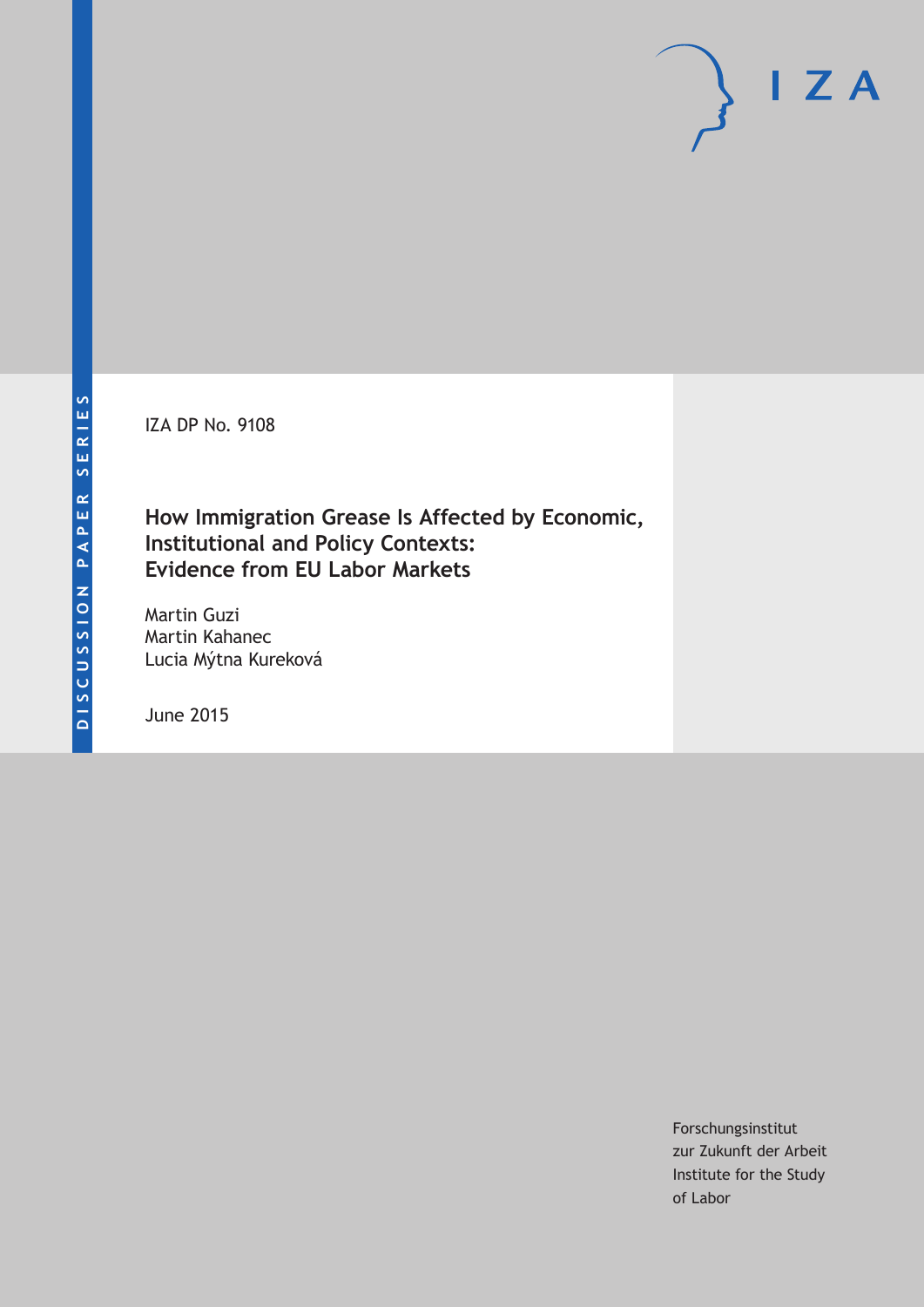IZA DP No. 9108

# How Immigration Grease Is Affected by Economic, Institutional and Policy Contexts: Evidence from EU Labor Markets

Martin Guzi
Martin Kahanec
Lucia Mýtna Kureková

June 2015

Forschungsinstitut
zur Zukunft der Arbeit
Institute for the Study
of Labor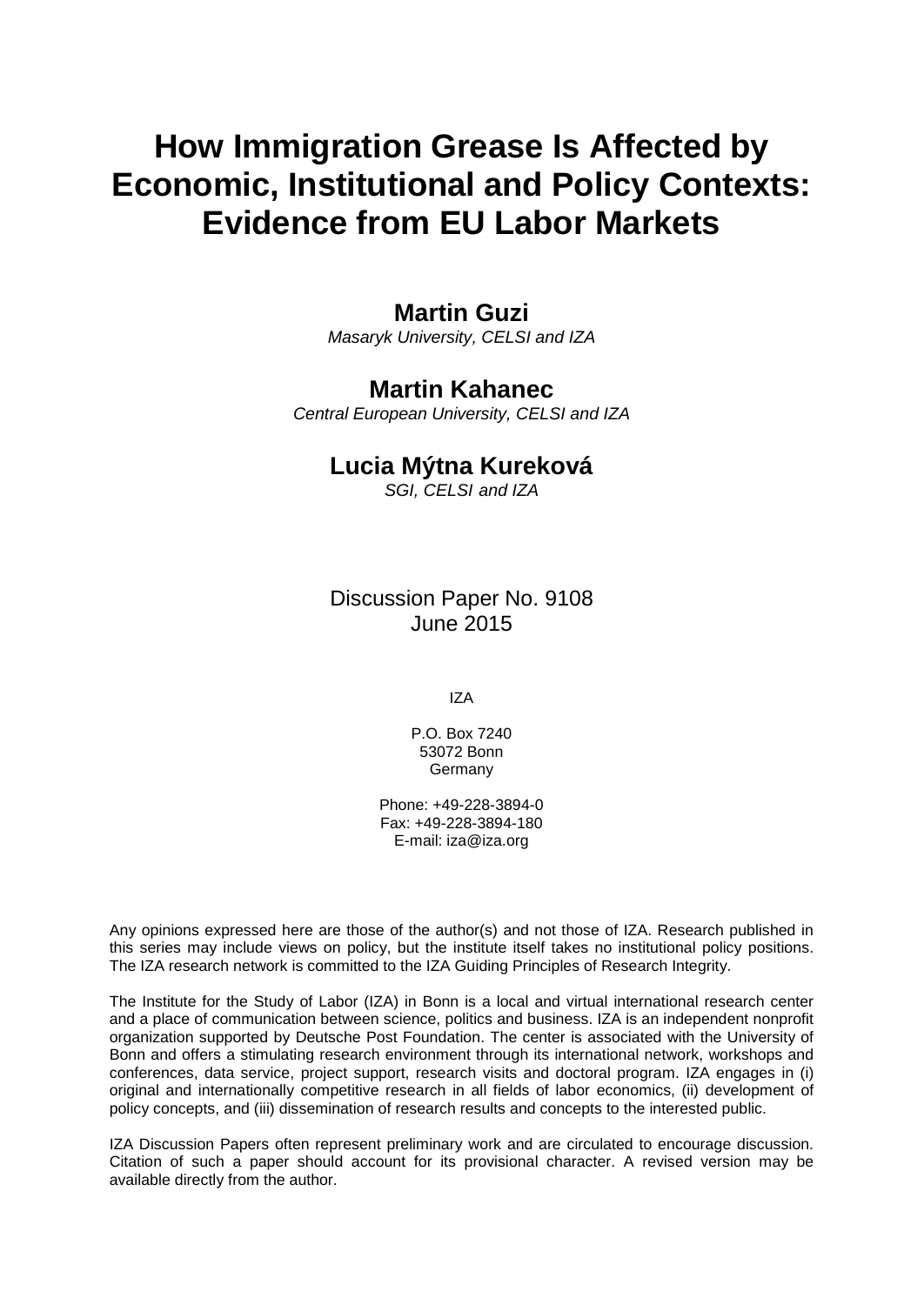# How Immigration Grease Is Affected by Economic, Institutional and Policy Contexts: Evidence from EU Labor Markets

**Martin Guzi**
*Masaryk University, CELSI and IZA*

**Martin Kahanec**
*Central European University, CELSI and IZA*

**Lucia Mýtna Kureková**
*SGI, CELSI and IZA*

Discussion Paper No. 9108
June 2015

IZA

P.O. Box 7240
53072 Bonn
Germany

Phone: +49-228-3894-0
Fax: +49-228-3894-180
E-mail: iza@iza.org

Any opinions expressed here are those of the author(s) and not those of IZA. Research published in this series may include views on policy, but the institute itself takes no institutional policy positions. The IZA research network is committed to the IZA Guiding Principles of Research Integrity.

The Institute for the Study of Labor (IZA) in Bonn is a local and virtual international research center and a place of communication between science, politics and business. IZA is an independent nonprofit organization supported by Deutsche Post Foundation. The center is associated with the University of Bonn and offers a stimulating research environment through its international network, workshops and conferences, data service, project support, research visits and doctoral program. IZA engages in (i) original and internationally competitive research in all fields of labor economics, (ii) development of policy concepts, and (iii) dissemination of research results and concepts to the interested public.

IZA Discussion Papers often represent preliminary work and are circulated to encourage discussion. Citation of such a paper should account for its provisional character. A revised version may be available directly from the author.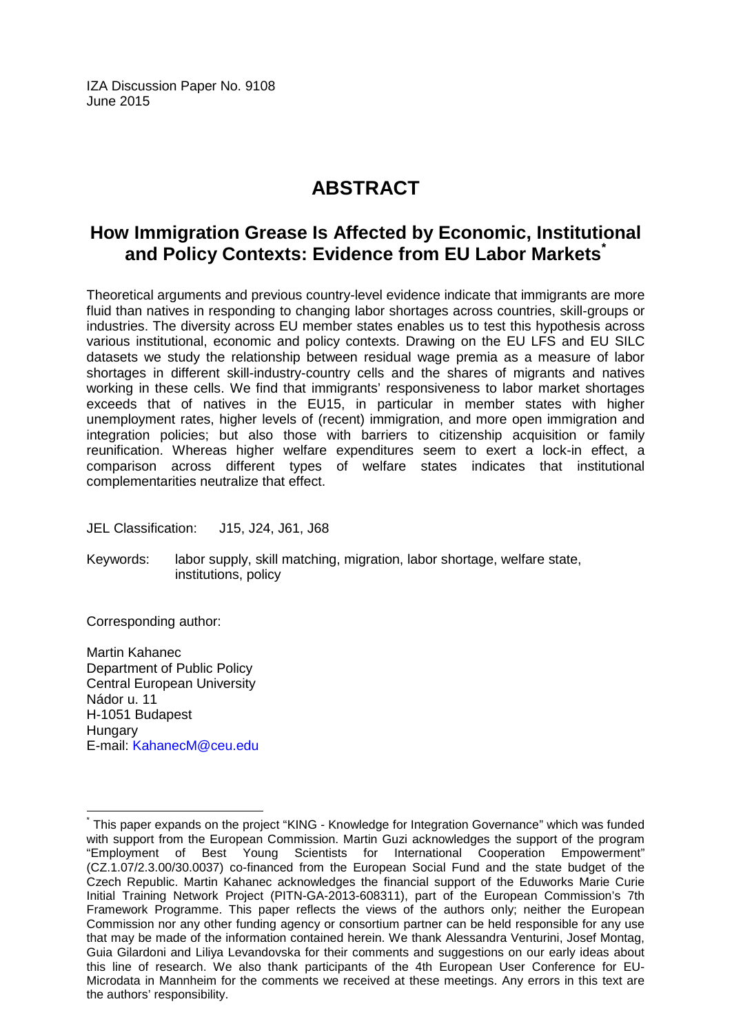IZA Discussion Paper No. 9108
June 2015

# ABSTRACT

## How Immigration Grease Is Affected by Economic, Institutional and Policy Contexts: Evidence from EU Labor Markets*

Theoretical arguments and previous country-level evidence indicate that immigrants are more fluid than natives in responding to changing labor shortages across countries, skill-groups or industries. The diversity across EU member states enables us to test this hypothesis across various institutional, economic and policy contexts. Drawing on the EU LFS and EU SILC datasets we study the relationship between residual wage premia as a measure of labor shortages in different skill-industry-country cells and the shares of migrants and natives working in these cells. We find that immigrants' responsiveness to labor market shortages exceeds that of natives in the EU15, in particular in member states with higher unemployment rates, higher levels of (recent) immigration, and more open immigration and integration policies; but also those with barriers to citizenship acquisition or family reunification. Whereas higher welfare expenditures seem to exert a lock-in effect, a comparison across different types of welfare states indicates that institutional complementarities neutralize that effect.

JEL Classification: J15, J24, J61, J68

Keywords: labor supply, skill matching, migration, labor shortage, welfare state, institutions, policy

Corresponding author:

Martin Kahanec
Department of Public Policy
Central European University
Nádor u. 11
H-1051 Budapest
Hungary
E-mail: KahanecM@ceu.edu

---

* This paper expands on the project "KING - Knowledge for Integration Governance" which was funded with support from the European Commission. Martin Guzi acknowledges the support of the program "Employment of Best Young Scientists for International Cooperation Empowerment" (CZ.1.07/2.3.00/30.0037) co-financed from the European Social Fund and the state budget of the Czech Republic. Martin Kahanec acknowledges the financial support of the Eduworks Marie Curie Initial Training Network Project (PITN-GA-2013-608311), part of the European Commission's 7th Framework Programme. This paper reflects the views of the authors only; neither the European Commission nor any other funding agency or consortium partner can be held responsible for any use that may be made of the information contained herein. We thank Alessandra Venturini, Josef Montag, Guia Gilardoni and Liliya Levandovska for their comments and suggestions on our early ideas about this line of research. We also thank participants of the 4th European User Conference for EU-Microdata in Mannheim for the comments we received at these meetings. Any errors in this text are the authors' responsibility.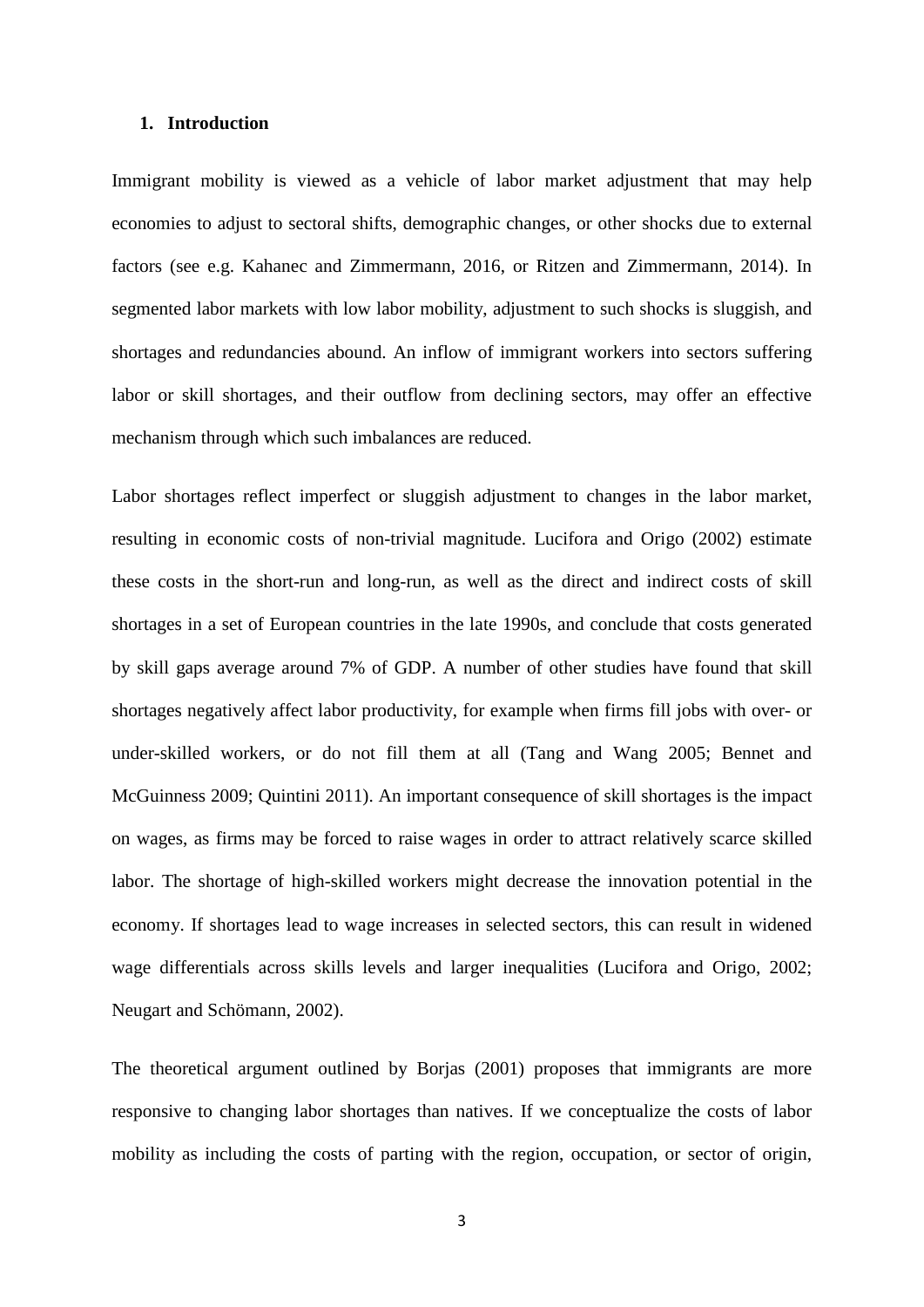## 1. Introduction

Immigrant mobility is viewed as a vehicle of labor market adjustment that may help economies to adjust to sectoral shifts, demographic changes, or other shocks due to external factors (see e.g. Kahanec and Zimmermann, 2016, or Ritzen and Zimmermann, 2014). In segmented labor markets with low labor mobility, adjustment to such shocks is sluggish, and shortages and redundancies abound. An inflow of immigrant workers into sectors suffering labor or skill shortages, and their outflow from declining sectors, may offer an effective mechanism through which such imbalances are reduced.

Labor shortages reflect imperfect or sluggish adjustment to changes in the labor market, resulting in economic costs of non-trivial magnitude. Lucifora and Origo (2002) estimate these costs in the short-run and long-run, as well as the direct and indirect costs of skill shortages in a set of European countries in the late 1990s, and conclude that costs generated by skill gaps average around 7% of GDP. A number of other studies have found that skill shortages negatively affect labor productivity, for example when firms fill jobs with over- or under-skilled workers, or do not fill them at all (Tang and Wang 2005; Bennet and McGuinness 2009; Quintini 2011). An important consequence of skill shortages is the impact on wages, as firms may be forced to raise wages in order to attract relatively scarce skilled labor. The shortage of high-skilled workers might decrease the innovation potential in the economy. If shortages lead to wage increases in selected sectors, this can result in widened wage differentials across skills levels and larger inequalities (Lucifora and Origo, 2002; Neugart and Schömann, 2002).

The theoretical argument outlined by Borjas (2001) proposes that immigrants are more responsive to changing labor shortages than natives. If we conceptualize the costs of labor mobility as including the costs of parting with the region, occupation, or sector of origin,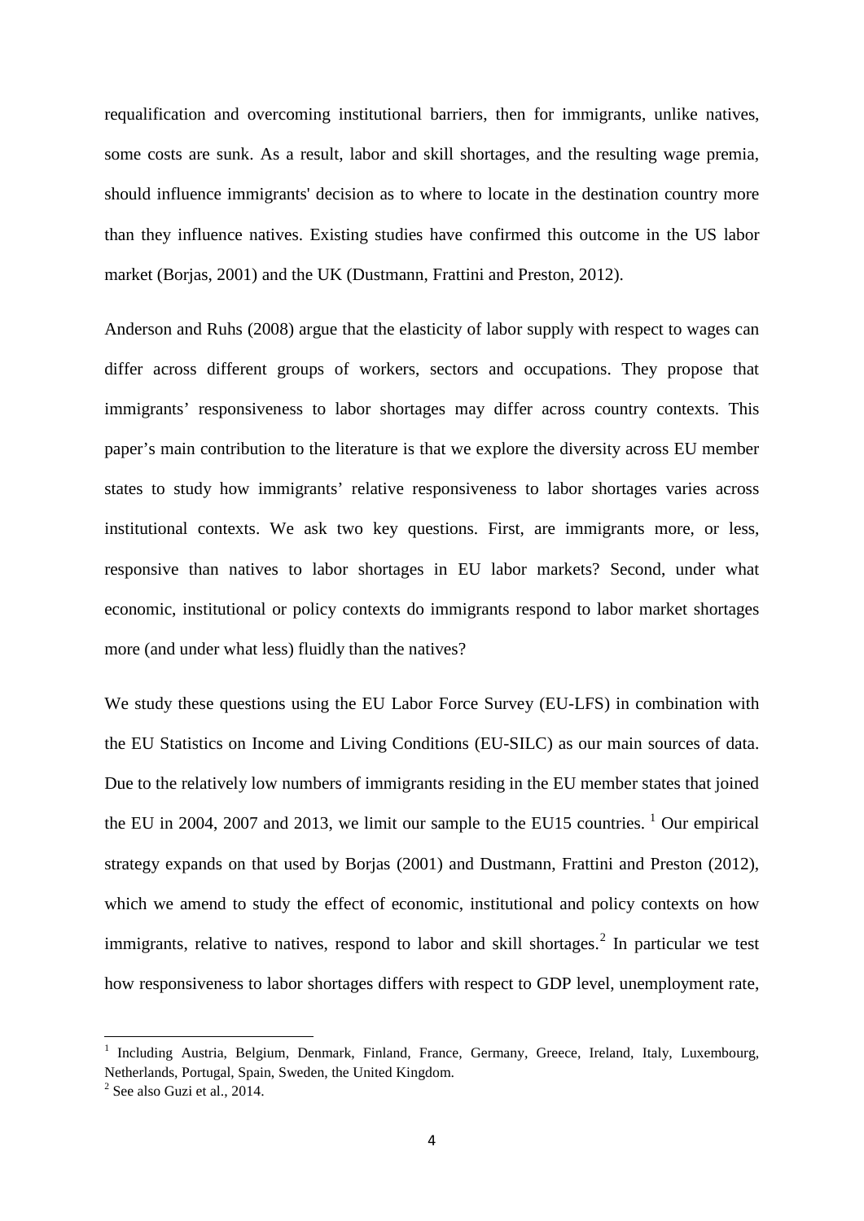requalification and overcoming institutional barriers, then for immigrants, unlike natives, some costs are sunk. As a result, labor and skill shortages, and the resulting wage premia, should influence immigrants' decision as to where to locate in the destination country more than they influence natives. Existing studies have confirmed this outcome in the US labor market (Borjas, 2001) and the UK (Dustmann, Frattini and Preston, 2012).

Anderson and Ruhs (2008) argue that the elasticity of labor supply with respect to wages can differ across different groups of workers, sectors and occupations. They propose that immigrants' responsiveness to labor shortages may differ across country contexts. This paper's main contribution to the literature is that we explore the diversity across EU member states to study how immigrants' relative responsiveness to labor shortages varies across institutional contexts. We ask two key questions. First, are immigrants more, or less, responsive than natives to labor shortages in EU labor markets? Second, under what economic, institutional or policy contexts do immigrants respond to labor market shortages more (and under what less) fluidly than the natives?

We study these questions using the EU Labor Force Survey (EU-LFS) in combination with the EU Statistics on Income and Living Conditions (EU-SILC) as our main sources of data. Due to the relatively low numbers of immigrants residing in the EU member states that joined the EU in 2004, 2007 and 2013, we limit our sample to the EU15 countries. [1] Our empirical strategy expands on that used by Borjas (2001) and Dustmann, Frattini and Preston (2012), which we amend to study the effect of economic, institutional and policy contexts on how immigrants, relative to natives, respond to labor and skill shortages.[2] In particular we test how responsiveness to labor shortages differs with respect to GDP level, unemployment rate,

[1] Including Austria, Belgium, Denmark, Finland, France, Germany, Greece, Ireland, Italy, Luxembourg, Netherlands, Portugal, Spain, Sweden, the United Kingdom.

[2] See also Guzi et al., 2014.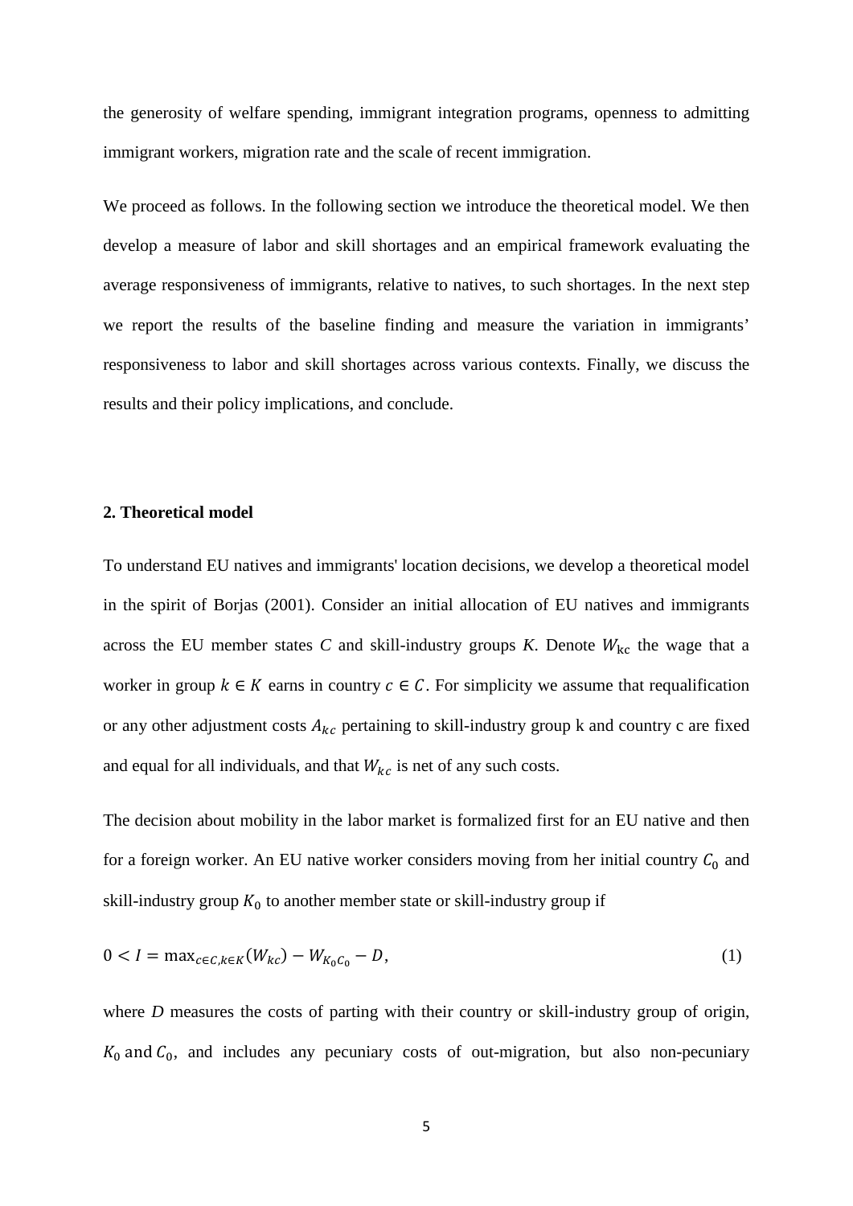the generosity of welfare spending, immigrant integration programs, openness to admitting immigrant workers, migration rate and the scale of recent immigration.

We proceed as follows. In the following section we introduce the theoretical model. We then develop a measure of labor and skill shortages and an empirical framework evaluating the average responsiveness of immigrants, relative to natives, to such shortages. In the next step we report the results of the baseline finding and measure the variation in immigrants' responsiveness to labor and skill shortages across various contexts. Finally, we discuss the results and their policy implications, and conclude.

## 2. Theoretical model

To understand EU natives and immigrants' location decisions, we develop a theoretical model in the spirit of Borjas (2001). Consider an initial allocation of EU natives and immigrants across the EU member states *C* and skill-industry groups *K*. Denote $W_{\mathrm{kc}}$ the wage that a worker in group $k \in K$ earns in country $c \in C$. For simplicity we assume that requalification or any other adjustment costs $A_{kc}$ pertaining to skill-industry group k and country c are fixed and equal for all individuals, and that $W_{kc}$ is net of any such costs.

The decision about mobility in the labor market is formalized first for an EU native and then for a foreign worker. An EU native worker considers moving from her initial country $C_0$ and skill-industry group $K_0$ to another member state or skill-industry group if

$$0 < I = \max_{c \in C, k \in K}(W_{kc}) - W_{K_0 C_0} - D, \tag{1}$$

where *D* measures the costs of parting with their country or skill-industry group of origin, $K_0$ and $C_0$, and includes any pecuniary costs of out-migration, but also non-pecuniary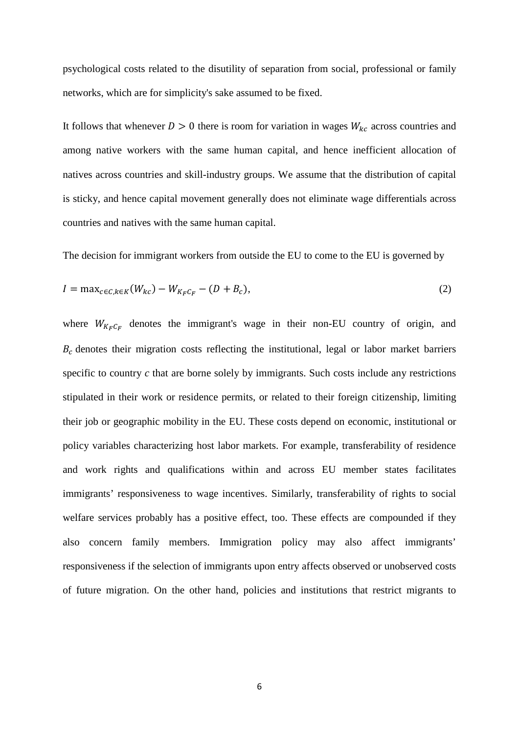psychological costs related to the disutility of separation from social, professional or family networks, which are for simplicity's sake assumed to be fixed.

It follows that whenever $D > 0$ there is room for variation in wages $W_{kc}$ across countries and among native workers with the same human capital, and hence inefficient allocation of natives across countries and skill-industry groups. We assume that the distribution of capital is sticky, and hence capital movement generally does not eliminate wage differentials across countries and natives with the same human capital.

The decision for immigrant workers from outside the EU to come to the EU is governed by

$$I = \max_{c \in C, k \in K}(W_{kc}) - W_{K_F C_F} - (D + B_c), \tag{2}$$

where $W_{K_F C_F}$ denotes the immigrant's wage in their non-EU country of origin, and $B_c$ denotes their migration costs reflecting the institutional, legal or labor market barriers specific to country *c* that are borne solely by immigrants. Such costs include any restrictions stipulated in their work or residence permits, or related to their foreign citizenship, limiting their job or geographic mobility in the EU. These costs depend on economic, institutional or policy variables characterizing host labor markets. For example, transferability of residence and work rights and qualifications within and across EU member states facilitates immigrants' responsiveness to wage incentives. Similarly, transferability of rights to social welfare services probably has a positive effect, too. These effects are compounded if they also concern family members. Immigration policy may also affect immigrants' responsiveness if the selection of immigrants upon entry affects observed or unobserved costs of future migration. On the other hand, policies and institutions that restrict migrants to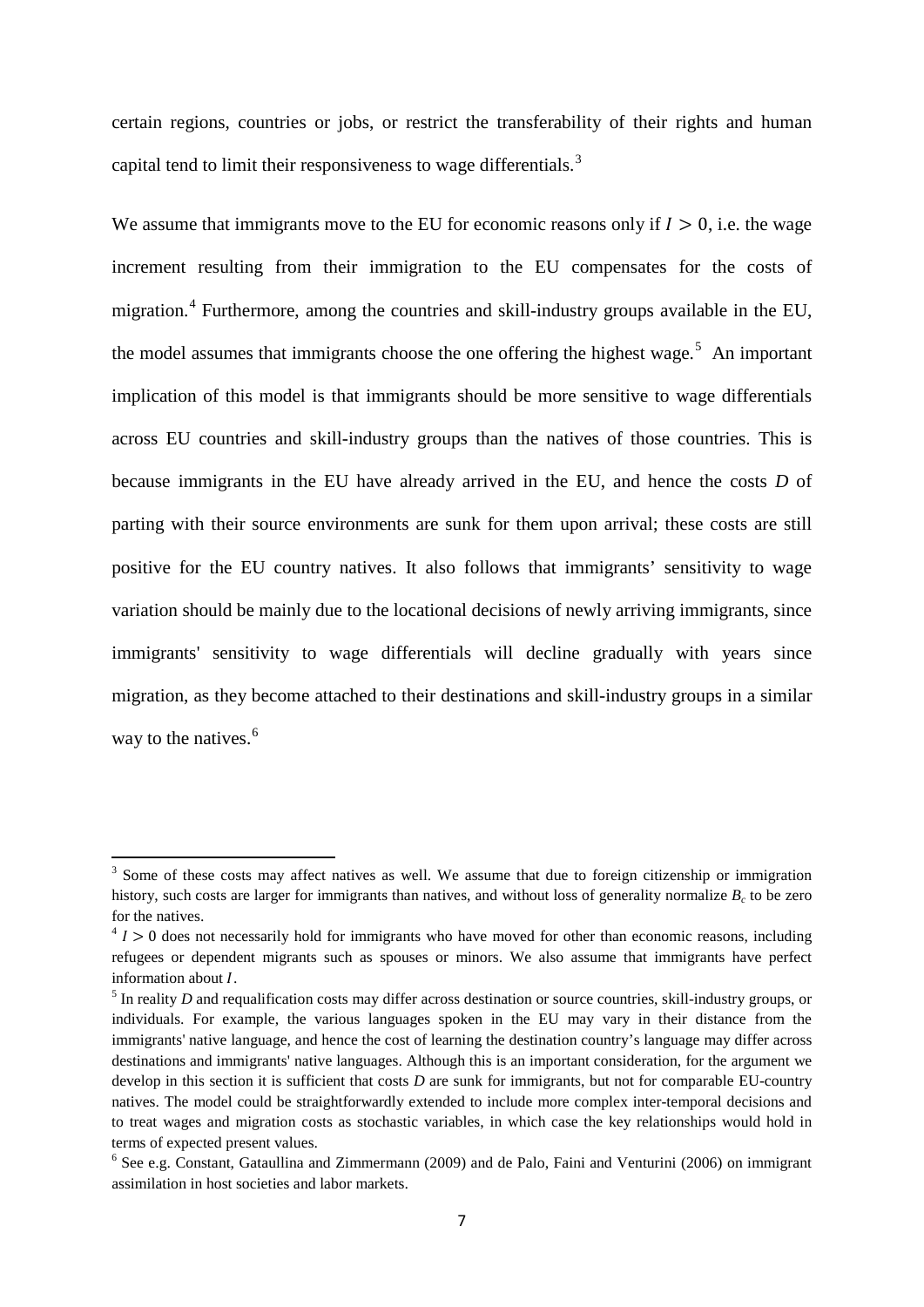certain regions, countries or jobs, or restrict the transferability of their rights and human capital tend to limit their responsiveness to wage differentials.[3]

We assume that immigrants move to the EU for economic reasons only if $I > 0$, i.e. the wage increment resulting from their immigration to the EU compensates for the costs of migration.[4] Furthermore, among the countries and skill-industry groups available in the EU, the model assumes that immigrants choose the one offering the highest wage.[5] An important implication of this model is that immigrants should be more sensitive to wage differentials across EU countries and skill-industry groups than the natives of those countries. This is because immigrants in the EU have already arrived in the EU, and hence the costs $D$ of parting with their source environments are sunk for them upon arrival; these costs are still positive for the EU country natives. It also follows that immigrants' sensitivity to wage variation should be mainly due to the locational decisions of newly arriving immigrants, since immigrants' sensitivity to wage differentials will decline gradually with years since migration, as they become attached to their destinations and skill-industry groups in a similar way to the natives.[6]

---

[3] Some of these costs may affect natives as well. We assume that due to foreign citizenship or immigration history, such costs are larger for immigrants than natives, and without loss of generality normalize $B_c$ to be zero for the natives.

[4] $I > 0$ does not necessarily hold for immigrants who have moved for other than economic reasons, including refugees or dependent migrants such as spouses or minors. We also assume that immigrants have perfect information about $I$.

[5] In reality $D$ and requalification costs may differ across destination or source countries, skill-industry groups, or individuals. For example, the various languages spoken in the EU may vary in their distance from the immigrants' native language, and hence the cost of learning the destination country's language may differ across destinations and immigrants' native languages. Although this is an important consideration, for the argument we develop in this section it is sufficient that costs $D$ are sunk for immigrants, but not for comparable EU-country natives. The model could be straightforwardly extended to include more complex inter-temporal decisions and to treat wages and migration costs as stochastic variables, in which case the key relationships would hold in terms of expected present values.

[6] See e.g. Constant, Gataullina and Zimmermann (2009) and de Palo, Faini and Venturini (2006) on immigrant assimilation in host societies and labor markets.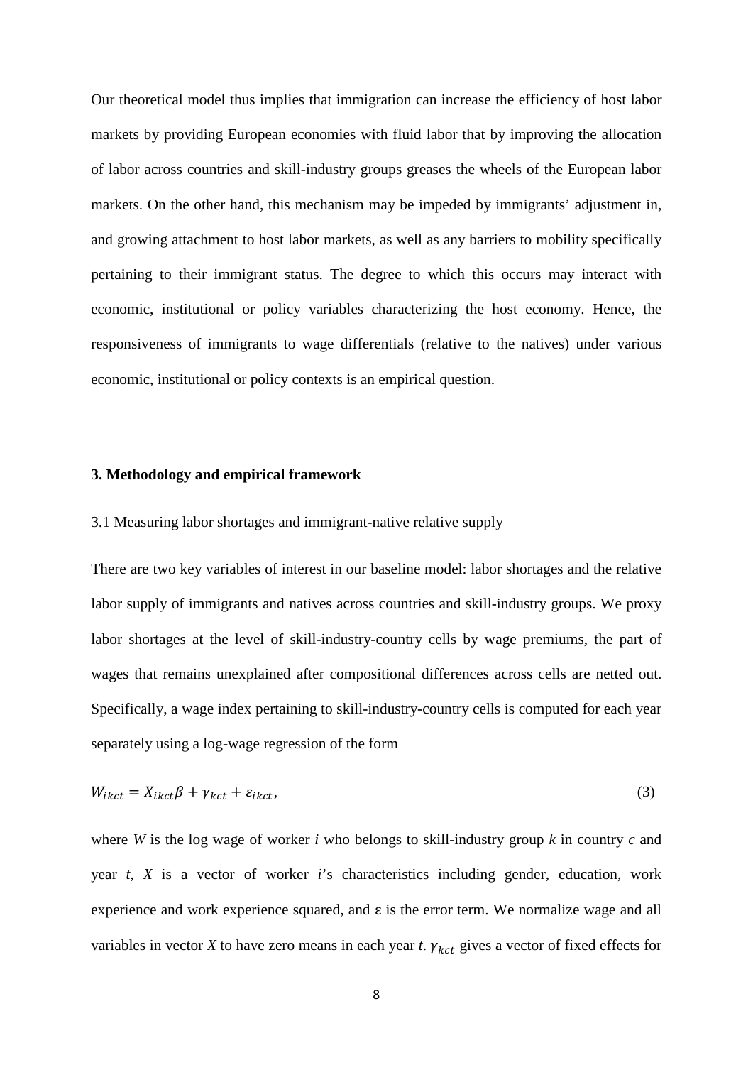Our theoretical model thus implies that immigration can increase the efficiency of host labor markets by providing European economies with fluid labor that by improving the allocation of labor across countries and skill-industry groups greases the wheels of the European labor markets. On the other hand, this mechanism may be impeded by immigrants' adjustment in, and growing attachment to host labor markets, as well as any barriers to mobility specifically pertaining to their immigrant status. The degree to which this occurs may interact with economic, institutional or policy variables characterizing the host economy. Hence, the responsiveness of immigrants to wage differentials (relative to the natives) under various economic, institutional or policy contexts is an empirical question.

## 3. Methodology and empirical framework

### 3.1 Measuring labor shortages and immigrant-native relative supply

There are two key variables of interest in our baseline model: labor shortages and the relative labor supply of immigrants and natives across countries and skill-industry groups. We proxy labor shortages at the level of skill-industry-country cells by wage premiums, the part of wages that remains unexplained after compositional differences across cells are netted out. Specifically, a wage index pertaining to skill-industry-country cells is computed for each year separately using a log-wage regression of the form

$$W_{ikct} = X_{ikct}\beta + \gamma_{kct} + \varepsilon_{ikct}, \tag{3}$$

where $W$ is the log wage of worker $i$ who belongs to skill-industry group $k$ in country $c$ and year $t$, $X$ is a vector of worker $i$'s characteristics including gender, education, work experience and work experience squared, and $\varepsilon$ is the error term. We normalize wage and all variables in vector $X$ to have zero means in each year $t$. $\gamma_{kct}$ gives a vector of fixed effects for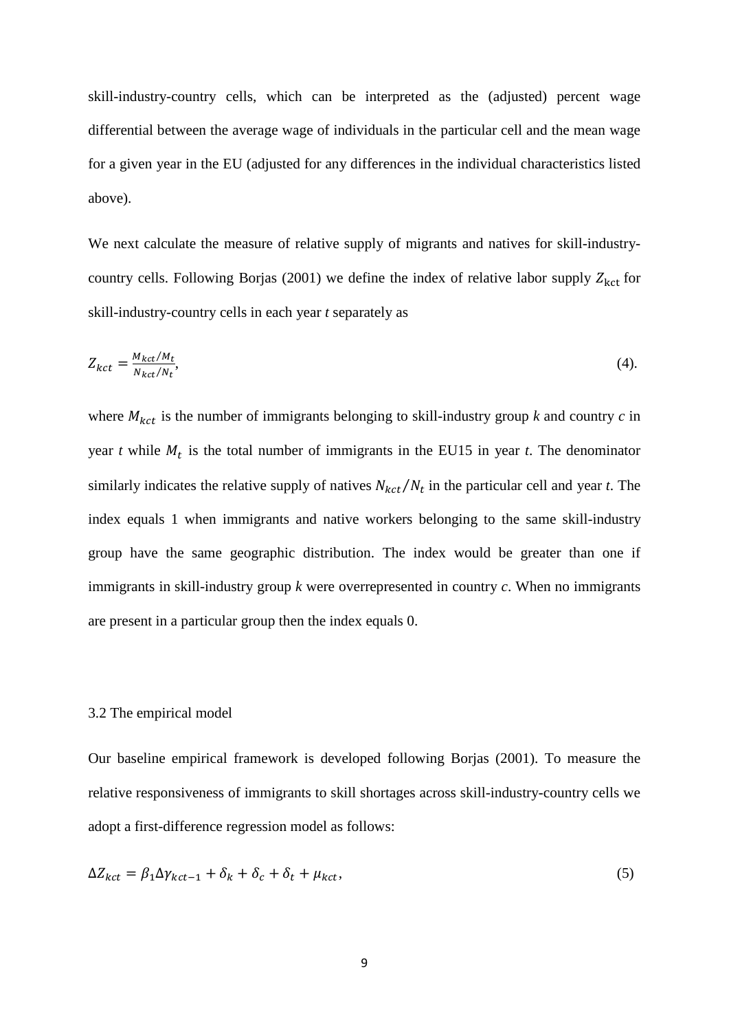skill-industry-country cells, which can be interpreted as the (adjusted) percent wage differential between the average wage of individuals in the particular cell and the mean wage for a given year in the EU (adjusted for any differences in the individual characteristics listed above).

We next calculate the measure of relative supply of migrants and natives for skill-industry-country cells. Following Borjas (2001) we define the index of relative labor supply $Z_{kct}$ for skill-industry-country cells in each year *t* separately as

$$Z_{kct} = \frac{M_{kct}/M_t}{N_{kct}/N_t}, \tag{4}$$

where $M_{kct}$ is the number of immigrants belonging to skill-industry group *k* and country *c* in year *t* while $M_t$ is the total number of immigrants in the EU15 in year *t*. The denominator similarly indicates the relative supply of natives $N_{kct}/N_t$ in the particular cell and year *t*. The index equals 1 when immigrants and native workers belonging to the same skill-industry group have the same geographic distribution. The index would be greater than one if immigrants in skill-industry group *k* were overrepresented in country *c*. When no immigrants are present in a particular group then the index equals 0.

### 3.2 The empirical model

Our baseline empirical framework is developed following Borjas (2001). To measure the relative responsiveness of immigrants to skill shortages across skill-industry-country cells we adopt a first-difference regression model as follows:

$$\Delta Z_{kct} = \beta_1 \Delta \gamma_{kct-1} + \delta_k + \delta_c + \delta_t + \mu_{kct}, \tag{5}$$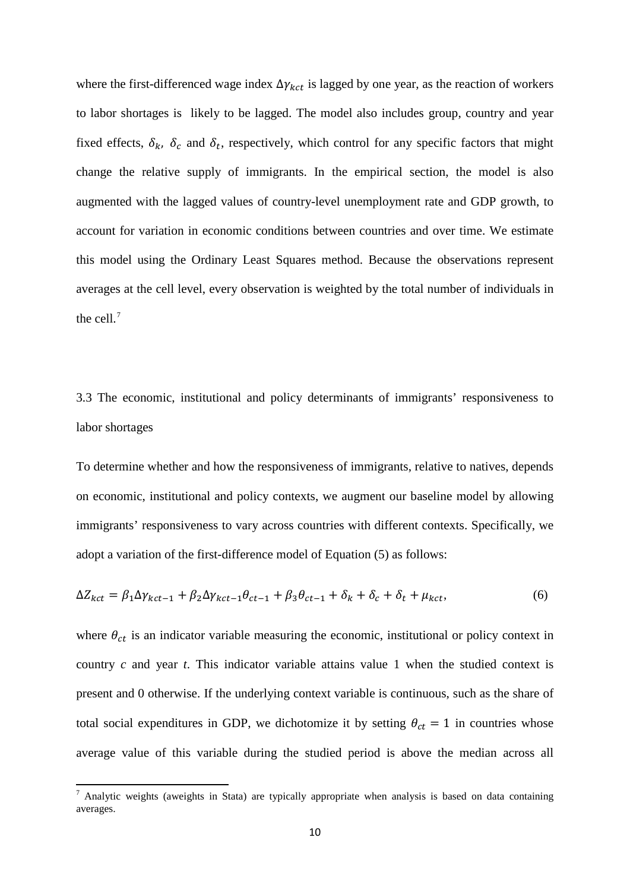where the first-differenced wage index $\Delta\gamma_{kct}$ is lagged by one year, as the reaction of workers to labor shortages is likely to be lagged. The model also includes group, country and year fixed effects, $\delta_k$, $\delta_c$ and $\delta_t$, respectively, which control for any specific factors that might change the relative supply of immigrants. In the empirical section, the model is also augmented with the lagged values of country-level unemployment rate and GDP growth, to account for variation in economic conditions between countries and over time. We estimate this model using the Ordinary Least Squares method. Because the observations represent averages at the cell level, every observation is weighted by the total number of individuals in the cell.[7]

### 3.3 The economic, institutional and policy determinants of immigrants' responsiveness to labor shortages

To determine whether and how the responsiveness of immigrants, relative to natives, depends on economic, institutional and policy contexts, we augment our baseline model by allowing immigrants' responsiveness to vary across countries with different contexts. Specifically, we adopt a variation of the first-difference model of Equation (5) as follows:

$$\Delta Z_{kct} = \beta_1 \Delta\gamma_{kct-1} + \beta_2 \Delta\gamma_{kct-1}\theta_{ct-1} + \beta_3 \theta_{ct-1} + \delta_k + \delta_c + \delta_t + \mu_{kct}, \tag{6}$$

where $\theta_{ct}$ is an indicator variable measuring the economic, institutional or policy context in country *c* and year *t*. This indicator variable attains value 1 when the studied context is present and 0 otherwise. If the underlying context variable is continuous, such as the share of total social expenditures in GDP, we dichotomize it by setting $\theta_{ct} = 1$ in countries whose average value of this variable during the studied period is above the median across all

[7] Analytic weights (aweights in Stata) are typically appropriate when analysis is based on data containing averages.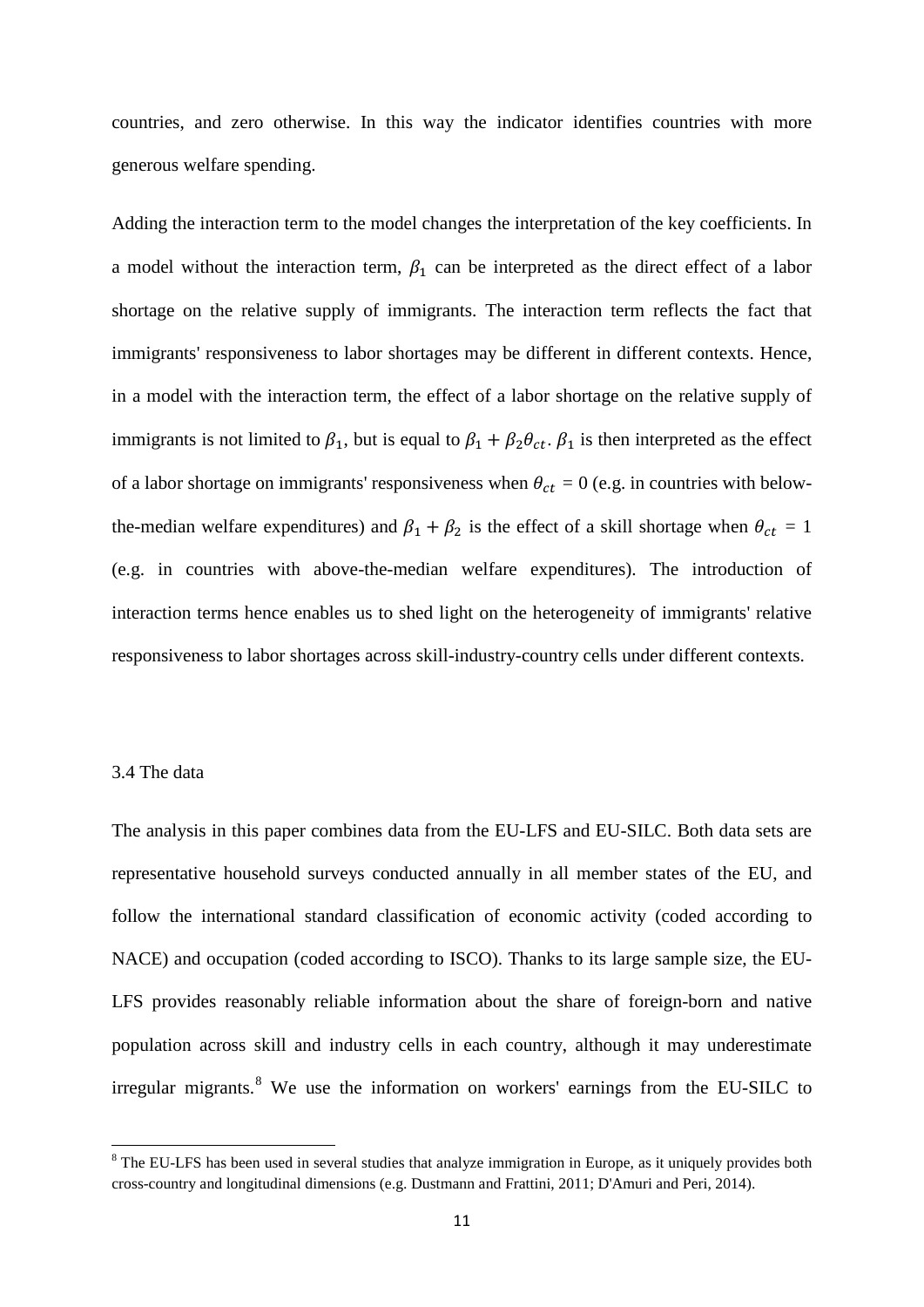countries, and zero otherwise. In this way the indicator identifies countries with more generous welfare spending.

Adding the interaction term to the model changes the interpretation of the key coefficients. In a model without the interaction term, $\beta_1$ can be interpreted as the direct effect of a labor shortage on the relative supply of immigrants. The interaction term reflects the fact that immigrants' responsiveness to labor shortages may be different in different contexts. Hence, in a model with the interaction term, the effect of a labor shortage on the relative supply of immigrants is not limited to $\beta_1$, but is equal to $\beta_1 + \beta_2\theta_{ct}$. $\beta_1$ is then interpreted as the effect of a labor shortage on immigrants' responsiveness when $\theta_{ct} = 0$ (e.g. in countries with below-the-median welfare expenditures) and $\beta_1 + \beta_2$ is the effect of a skill shortage when $\theta_{ct} = 1$ (e.g. in countries with above-the-median welfare expenditures). The introduction of interaction terms hence enables us to shed light on the heterogeneity of immigrants' relative responsiveness to labor shortages across skill-industry-country cells under different contexts.

### 3.4 The data

The analysis in this paper combines data from the EU-LFS and EU-SILC. Both data sets are representative household surveys conducted annually in all member states of the EU, and follow the international standard classification of economic activity (coded according to NACE) and occupation (coded according to ISCO). Thanks to its large sample size, the EU-LFS provides reasonably reliable information about the share of foreign-born and native population across skill and industry cells in each country, although it may underestimate irregular migrants.[8] We use the information on workers' earnings from the EU-SILC to

[8] The EU-LFS has been used in several studies that analyze immigration in Europe, as it uniquely provides both cross-country and longitudinal dimensions (e.g. Dustmann and Frattini, 2011; D'Amuri and Peri, 2014).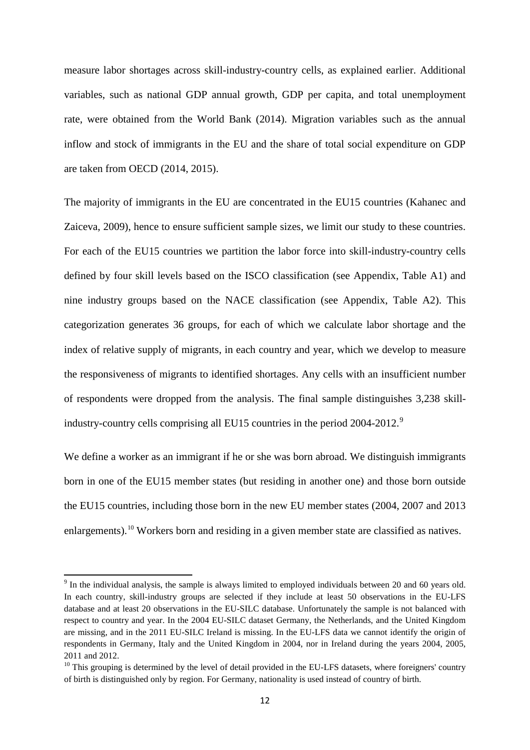measure labor shortages across skill-industry-country cells, as explained earlier. Additional variables, such as national GDP annual growth, GDP per capita, and total unemployment rate, were obtained from the World Bank (2014). Migration variables such as the annual inflow and stock of immigrants in the EU and the share of total social expenditure on GDP are taken from OECD (2014, 2015).

The majority of immigrants in the EU are concentrated in the EU15 countries (Kahanec and Zaiceva, 2009), hence to ensure sufficient sample sizes, we limit our study to these countries. For each of the EU15 countries we partition the labor force into skill-industry-country cells defined by four skill levels based on the ISCO classification (see Appendix, Table A1) and nine industry groups based on the NACE classification (see Appendix, Table A2). This categorization generates 36 groups, for each of which we calculate labor shortage and the index of relative supply of migrants, in each country and year, which we develop to measure the responsiveness of migrants to identified shortages. Any cells with an insufficient number of respondents were dropped from the analysis. The final sample distinguishes 3,238 skill-industry-country cells comprising all EU15 countries in the period 2004-2012.[9]

We define a worker as an immigrant if he or she was born abroad. We distinguish immigrants born in one of the EU15 member states (but residing in another one) and those born outside the EU15 countries, including those born in the new EU member states (2004, 2007 and 2013 enlargements).[10] Workers born and residing in a given member state are classified as natives.

[9] In the individual analysis, the sample is always limited to employed individuals between 20 and 60 years old. In each country, skill-industry groups are selected if they include at least 50 observations in the EU-LFS database and at least 20 observations in the EU-SILC database. Unfortunately the sample is not balanced with respect to country and year. In the 2004 EU-SILC dataset Germany, the Netherlands, and the United Kingdom are missing, and in the 2011 EU-SILC Ireland is missing. In the EU-LFS data we cannot identify the origin of respondents in Germany, Italy and the United Kingdom in 2004, nor in Ireland during the years 2004, 2005, 2011 and 2012.

[10] This grouping is determined by the level of detail provided in the EU-LFS datasets, where foreigners' country of birth is distinguished only by region. For Germany, nationality is used instead of country of birth.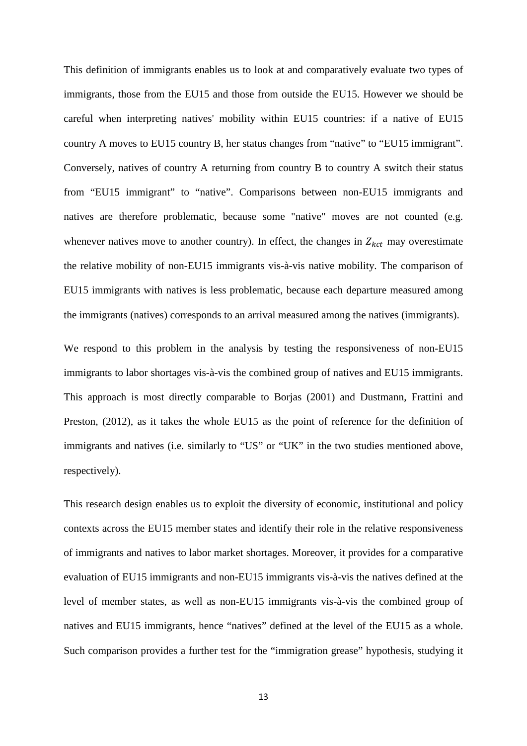This definition of immigrants enables us to look at and comparatively evaluate two types of immigrants, those from the EU15 and those from outside the EU15. However we should be careful when interpreting natives' mobility within EU15 countries: if a native of EU15 country A moves to EU15 country B, her status changes from "native" to "EU15 immigrant". Conversely, natives of country A returning from country B to country A switch their status from "EU15 immigrant" to "native". Comparisons between non-EU15 immigrants and natives are therefore problematic, because some "native" moves are not counted (e.g. whenever natives move to another country). In effect, the changes in $Z_{kct}$ may overestimate the relative mobility of non-EU15 immigrants vis-à-vis native mobility. The comparison of EU15 immigrants with natives is less problematic, because each departure measured among the immigrants (natives) corresponds to an arrival measured among the natives (immigrants).

We respond to this problem in the analysis by testing the responsiveness of non-EU15 immigrants to labor shortages vis-à-vis the combined group of natives and EU15 immigrants. This approach is most directly comparable to Borjas (2001) and Dustmann, Frattini and Preston, (2012), as it takes the whole EU15 as the point of reference for the definition of immigrants and natives (i.e. similarly to "US" or "UK" in the two studies mentioned above, respectively).

This research design enables us to exploit the diversity of economic, institutional and policy contexts across the EU15 member states and identify their role in the relative responsiveness of immigrants and natives to labor market shortages. Moreover, it provides for a comparative evaluation of EU15 immigrants and non-EU15 immigrants vis-à-vis the natives defined at the level of member states, as well as non-EU15 immigrants vis-à-vis the combined group of natives and EU15 immigrants, hence "natives" defined at the level of the EU15 as a whole. Such comparison provides a further test for the "immigration grease" hypothesis, studying it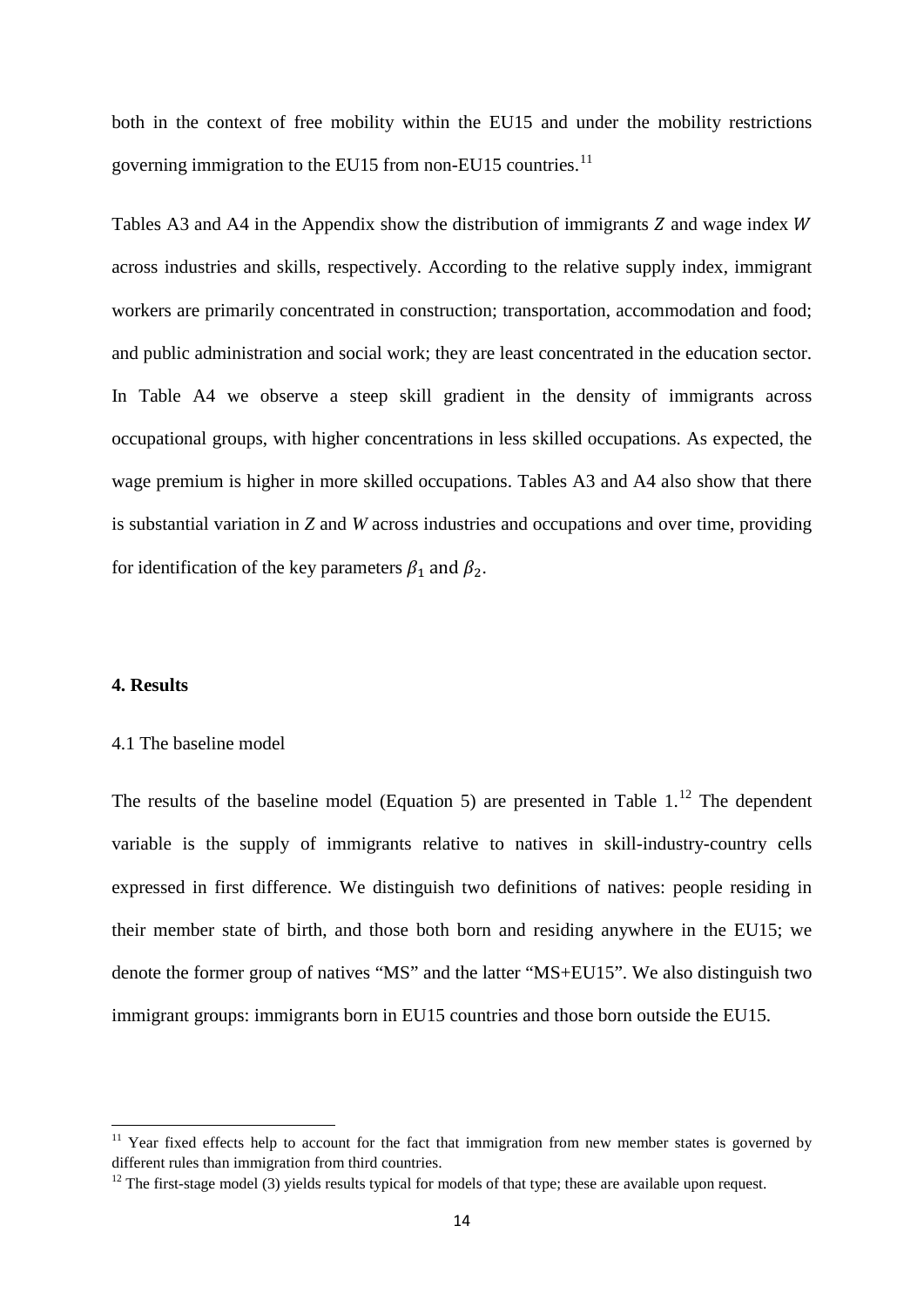both in the context of free mobility within the EU15 and under the mobility restrictions governing immigration to the EU15 from non-EU15 countries.[11]

Tables A3 and A4 in the Appendix show the distribution of immigrants $Z$ and wage index $W$ across industries and skills, respectively. According to the relative supply index, immigrant workers are primarily concentrated in construction; transportation, accommodation and food; and public administration and social work; they are least concentrated in the education sector. In Table A4 we observe a steep skill gradient in the density of immigrants across occupational groups, with higher concentrations in less skilled occupations. As expected, the wage premium is higher in more skilled occupations. Tables A3 and A4 also show that there is substantial variation in $Z$ and $W$ across industries and occupations and over time, providing for identification of the key parameters $\beta_1$ and $\beta_2$.

## 4. Results

### 4.1 The baseline model

The results of the baseline model (Equation 5) are presented in Table 1.[12] The dependent variable is the supply of immigrants relative to natives in skill-industry-country cells expressed in first difference. We distinguish two definitions of natives: people residing in their member state of birth, and those both born and residing anywhere in the EU15; we denote the former group of natives "MS" and the latter "MS+EU15". We also distinguish two immigrant groups: immigrants born in EU15 countries and those born outside the EU15.

[11] Year fixed effects help to account for the fact that immigration from new member states is governed by different rules than immigration from third countries.

[12] The first-stage model (3) yields results typical for models of that type; these are available upon request.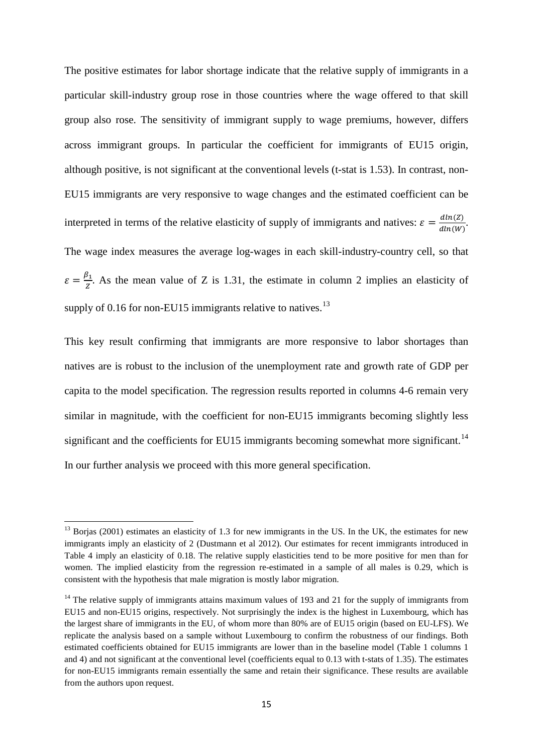The positive estimates for labor shortage indicate that the relative supply of immigrants in a particular skill-industry group rose in those countries where the wage offered to that skill group also rose. The sensitivity of immigrant supply to wage premiums, however, differs across immigrant groups. In particular the coefficient for immigrants of EU15 origin, although positive, is not significant at the conventional levels (t-stat is 1.53). In contrast, non-EU15 immigrants are very responsive to wage changes and the estimated coefficient can be interpreted in terms of the relative elasticity of supply of immigrants and natives: $\varepsilon = \frac{dln(Z)}{dln(W)}$. The wage index measures the average log-wages in each skill-industry-country cell, so that $\varepsilon = \frac{\beta_1}{Z}$. As the mean value of Z is 1.31, the estimate in column 2 implies an elasticity of supply of 0.16 for non-EU15 immigrants relative to natives.[13]

This key result confirming that immigrants are more responsive to labor shortages than natives are is robust to the inclusion of the unemployment rate and growth rate of GDP per capita to the model specification. The regression results reported in columns 4-6 remain very similar in magnitude, with the coefficient for non-EU15 immigrants becoming slightly less significant and the coefficients for EU15 immigrants becoming somewhat more significant.[14] In our further analysis we proceed with this more general specification.

---

[13] Borjas (2001) estimates an elasticity of 1.3 for new immigrants in the US. In the UK, the estimates for new immigrants imply an elasticity of 2 (Dustmann et al 2012). Our estimates for recent immigrants introduced in Table 4 imply an elasticity of 0.18. The relative supply elasticities tend to be more positive for men than for women. The implied elasticity from the regression re-estimated in a sample of all males is 0.29, which is consistent with the hypothesis that male migration is mostly labor migration.

[14] The relative supply of immigrants attains maximum values of 193 and 21 for the supply of immigrants from EU15 and non-EU15 origins, respectively. Not surprisingly the index is the highest in Luxembourg, which has the largest share of immigrants in the EU, of whom more than 80% are of EU15 origin (based on EU-LFS). We replicate the analysis based on a sample without Luxembourg to confirm the robustness of our findings. Both estimated coefficients obtained for EU15 immigrants are lower than in the baseline model (Table 1 columns 1 and 4) and not significant at the conventional level (coefficients equal to 0.13 with t-stats of 1.35). The estimates for non-EU15 immigrants remain essentially the same and retain their significance. These results are available from the authors upon request.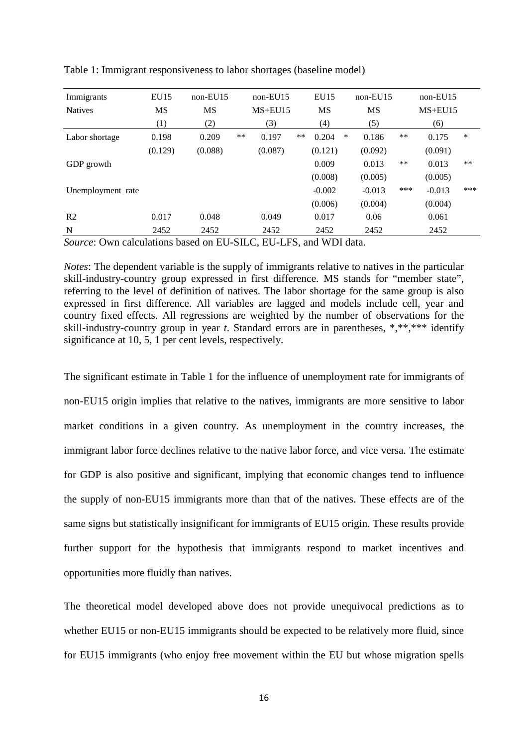Table 1: Immigrant responsiveness to labor shortages (baseline model)

| Immigrants | EU15 | non-EU15 | non-EU15 | EU15 | non-EU15 | non-EU15 |
|---|---|---|---|---|---|---|
| Natives | MS | MS | MS+EU15 | MS | MS | MS+EU15 |
| | (1) | (2) | (3) | (4) | (5) | (6) |
| Labor shortage | 0.198 | 0.209 ** | 0.197 ** | 0.204 * | 0.186 ** | 0.175 * |
| | (0.129) | (0.088) | (0.087) | (0.121) | (0.092) | (0.091) |
| GDP growth | | | | 0.009 | 0.013 ** | 0.013 ** |
| | | | | (0.008) | (0.005) | (0.005) |
| Unemployment rate | | | | -0.002 | -0.013 *** | -0.013 *** |
| | | | | (0.006) | (0.004) | (0.004) |
| R2 | 0.017 | 0.048 | 0.049 | 0.017 | 0.06 | 0.061 |
| N | 2452 | 2452 | 2452 | 2452 | 2452 | 2452 |

*Source*: Own calculations based on EU-SILC, EU-LFS, and WDI data.

*Notes*: The dependent variable is the supply of immigrants relative to natives in the particular skill-industry-country group expressed in first difference. MS stands for "member state", referring to the level of definition of natives. The labor shortage for the same group is also expressed in first difference. All variables are lagged and models include cell, year and country fixed effects. All regressions are weighted by the number of observations for the skill-industry-country group in year *t*. Standard errors are in parentheses, *,**,*** identify significance at 10, 5, 1 per cent levels, respectively.

The significant estimate in Table 1 for the influence of unemployment rate for immigrants of non-EU15 origin implies that relative to the natives, immigrants are more sensitive to labor market conditions in a given country. As unemployment in the country increases, the immigrant labor force declines relative to the native labor force, and vice versa. The estimate for GDP is also positive and significant, implying that economic changes tend to influence the supply of non-EU15 immigrants more than that of the natives. These effects are of the same signs but statistically insignificant for immigrants of EU15 origin. These results provide further support for the hypothesis that immigrants respond to market incentives and opportunities more fluidly than natives.

The theoretical model developed above does not provide unequivocal predictions as to whether EU15 or non-EU15 immigrants should be expected to be relatively more fluid, since for EU15 immigrants (who enjoy free movement within the EU but whose migration spells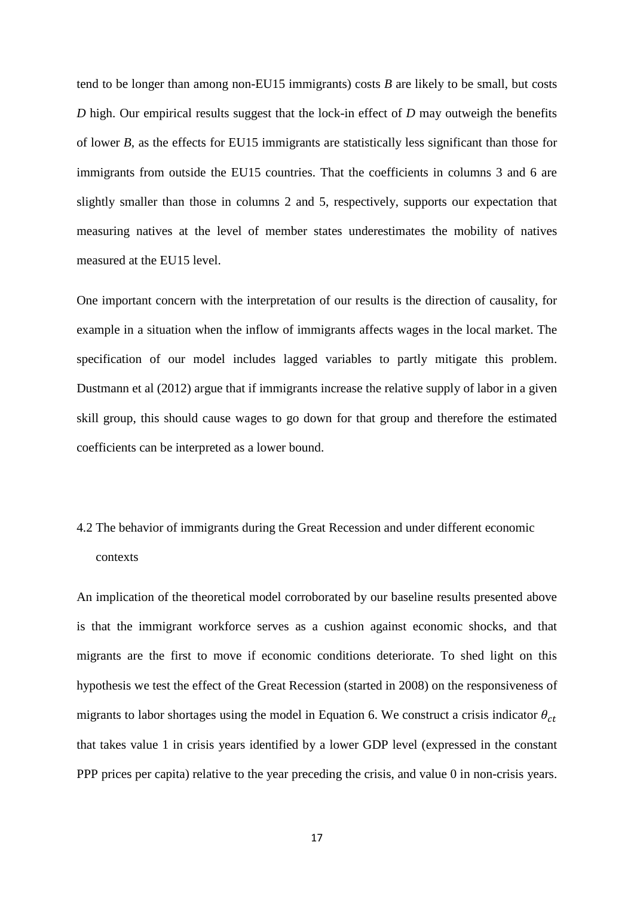tend to be longer than among non-EU15 immigrants) costs *B* are likely to be small, but costs *D* high. Our empirical results suggest that the lock-in effect of *D* may outweigh the benefits of lower *B*, as the effects for EU15 immigrants are statistically less significant than those for immigrants from outside the EU15 countries. That the coefficients in columns 3 and 6 are slightly smaller than those in columns 2 and 5, respectively, supports our expectation that measuring natives at the level of member states underestimates the mobility of natives measured at the EU15 level.

One important concern with the interpretation of our results is the direction of causality, for example in a situation when the inflow of immigrants affects wages in the local market. The specification of our model includes lagged variables to partly mitigate this problem. Dustmann et al (2012) argue that if immigrants increase the relative supply of labor in a given skill group, this should cause wages to go down for that group and therefore the estimated coefficients can be interpreted as a lower bound.

## 4.2 The behavior of immigrants during the Great Recession and under different economic contexts

An implication of the theoretical model corroborated by our baseline results presented above is that the immigrant workforce serves as a cushion against economic shocks, and that migrants are the first to move if economic conditions deteriorate. To shed light on this hypothesis we test the effect of the Great Recession (started in 2008) on the responsiveness of migrants to labor shortages using the model in Equation 6. We construct a crisis indicator $\theta_{ct}$ that takes value 1 in crisis years identified by a lower GDP level (expressed in the constant PPP prices per capita) relative to the year preceding the crisis, and value 0 in non-crisis years.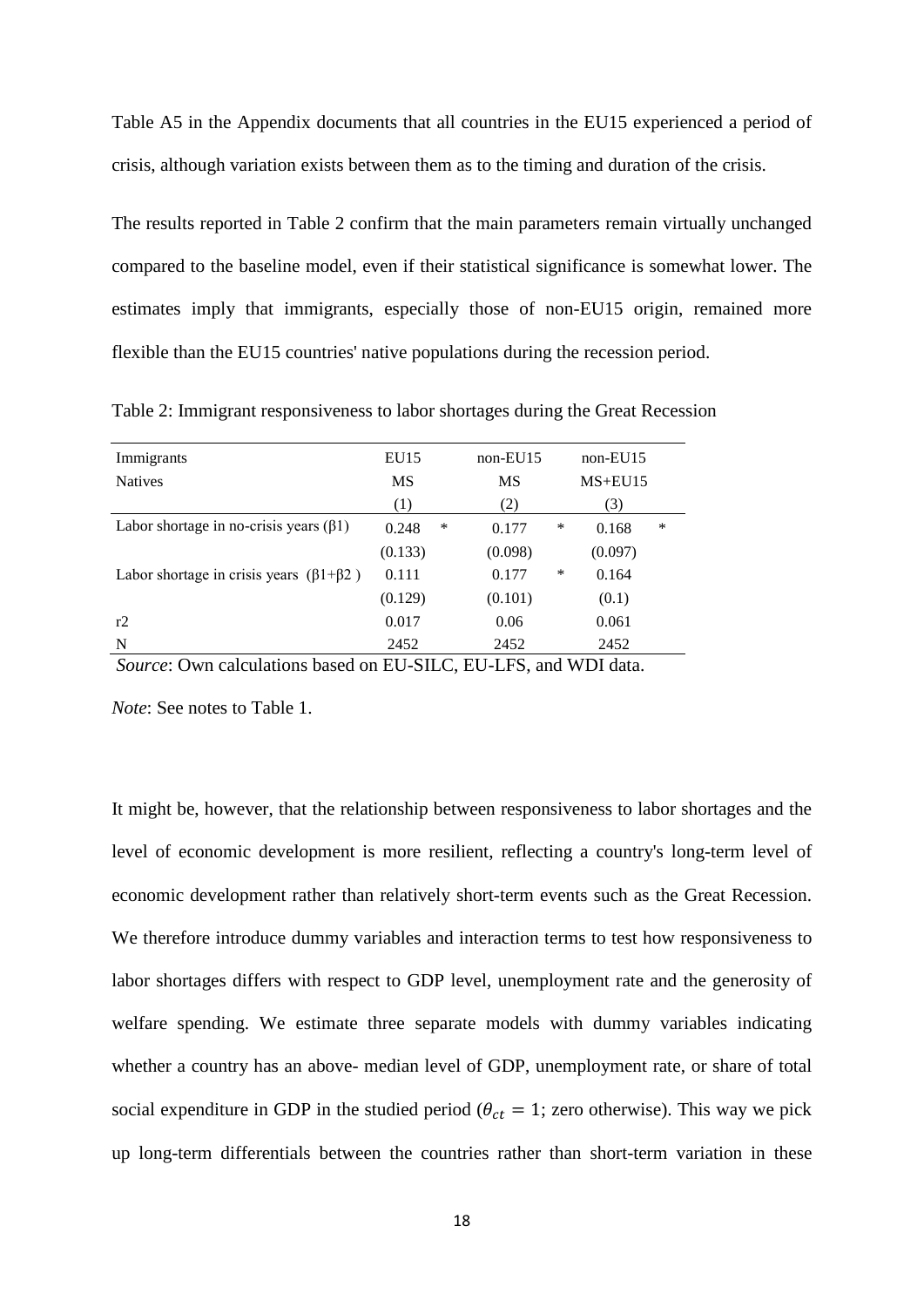Table A5 in the Appendix documents that all countries in the EU15 experienced a period of crisis, although variation exists between them as to the timing and duration of the crisis.

The results reported in Table 2 confirm that the main parameters remain virtually unchanged compared to the baseline model, even if their statistical significance is somewhat lower. The estimates imply that immigrants, especially those of non-EU15 origin, remained more flexible than the EU15 countries' native populations during the recession period.

Table 2: Immigrant responsiveness to labor shortages during the Great Recession

| Immigrants | EU15 | | non-EU15 | | non-EU15 | |
|---|---|---|---|---|---|---|
| Natives | MS | | MS | | MS+EU15 | |
| | (1) | | (2) | | (3) | |
| Labor shortage in no-crisis years (β1) | 0.248 | * | 0.177 | * | 0.168 | * |
| | (0.133) | | (0.098) | | (0.097) | |
| Labor shortage in crisis years (β1+β2 ) | 0.111 | | 0.177 | * | 0.164 | |
| | (0.129) | | (0.101) | | (0.1) | |
| r2 | 0.017 | | 0.06 | | 0.061 | |
| N | 2452 | | 2452 | | 2452 | |

*Source*: Own calculations based on EU-SILC, EU-LFS, and WDI data.

*Note*: See notes to Table 1.

It might be, however, that the relationship between responsiveness to labor shortages and the level of economic development is more resilient, reflecting a country's long-term level of economic development rather than relatively short-term events such as the Great Recession. We therefore introduce dummy variables and interaction terms to test how responsiveness to labor shortages differs with respect to GDP level, unemployment rate and the generosity of welfare spending. We estimate three separate models with dummy variables indicating whether a country has an above- median level of GDP, unemployment rate, or share of total social expenditure in GDP in the studied period ($\theta_{ct} = 1$; zero otherwise). This way we pick up long-term differentials between the countries rather than short-term variation in these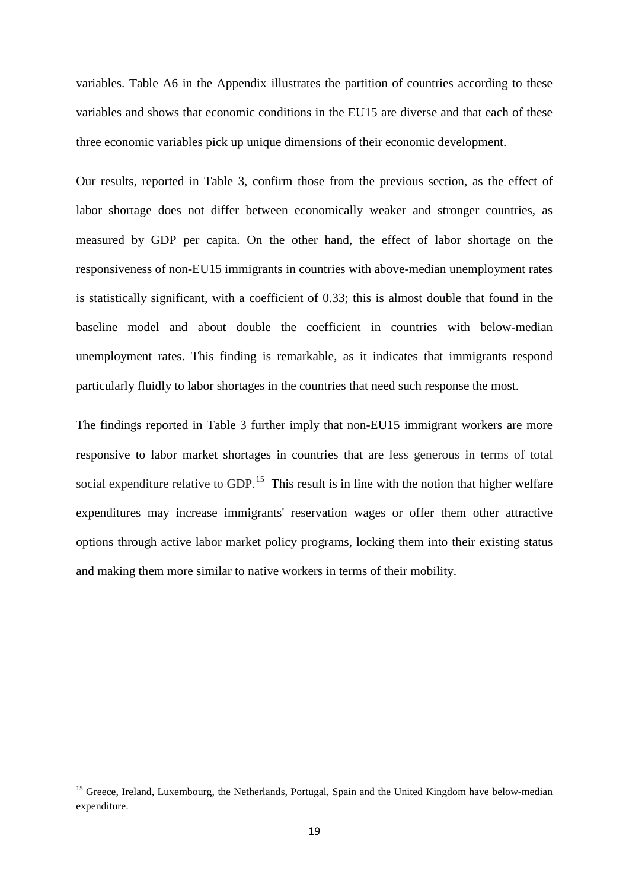variables. Table A6 in the Appendix illustrates the partition of countries according to these variables and shows that economic conditions in the EU15 are diverse and that each of these three economic variables pick up unique dimensions of their economic development.

Our results, reported in Table 3, confirm those from the previous section, as the effect of labor shortage does not differ between economically weaker and stronger countries, as measured by GDP per capita. On the other hand, the effect of labor shortage on the responsiveness of non-EU15 immigrants in countries with above-median unemployment rates is statistically significant, with a coefficient of 0.33; this is almost double that found in the baseline model and about double the coefficient in countries with below-median unemployment rates. This finding is remarkable, as it indicates that immigrants respond particularly fluidly to labor shortages in the countries that need such response the most.

The findings reported in Table 3 further imply that non-EU15 immigrant workers are more responsive to labor market shortages in countries that are less generous in terms of total social expenditure relative to GDP.[15] This result is in line with the notion that higher welfare expenditures may increase immigrants' reservation wages or offer them other attractive options through active labor market policy programs, locking them into their existing status and making them more similar to native workers in terms of their mobility.

[15] Greece, Ireland, Luxembourg, the Netherlands, Portugal, Spain and the United Kingdom have below-median expenditure.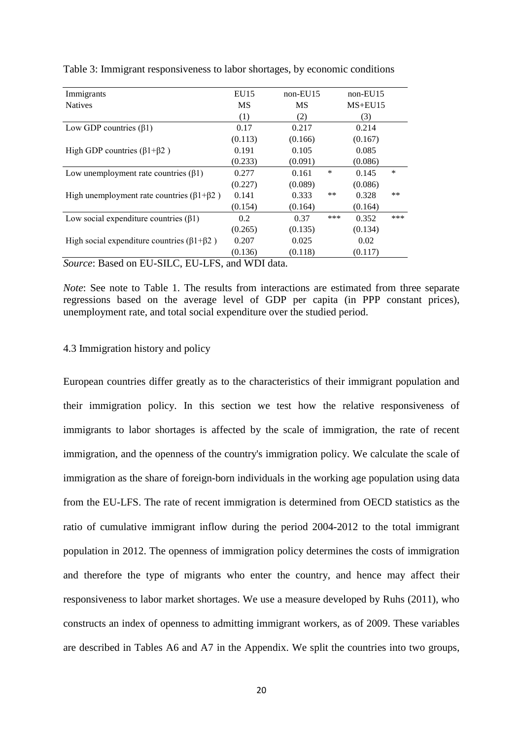Table 3: Immigrant responsiveness to labor shortages, by economic conditions

| Immigrants | EU15 | non-EU15 | | non-EU15 | |
|---|---|---|---|---|---|
| Natives | MS | MS | | MS+EU15 | |
| | (1) | (2) | | (3) | |
| Low GDP countries (β1) | 0.17 | 0.217 | | 0.214 | |
| | (0.113) | (0.166) | | (0.167) | |
| High GDP countries (β1+β2 ) | 0.191 | 0.105 | | 0.085 | |
| | (0.233) | (0.091) | | (0.086) | |
| Low unemployment rate countries (β1) | 0.277 | 0.161 | * | 0.145 | * |
| | (0.227) | (0.089) | | (0.086) | |
| High unemployment rate countries (β1+β2 ) | 0.141 | 0.333 | ** | 0.328 | ** |
| | (0.154) | (0.164) | | (0.164) | |
| Low social expenditure countries (β1) | 0.2 | 0.37 | *** | 0.352 | *** |
| | (0.265) | (0.135) | | (0.134) | |
| High social expenditure countries (β1+β2 ) | 0.207 | 0.025 | | 0.02 | |
| | (0.136) | (0.118) | | (0.117) | |

*Source*: Based on EU-SILC, EU-LFS, and WDI data.

*Note*: See note to Table 1. The results from interactions are estimated from three separate regressions based on the average level of GDP per capita (in PPP constant prices), unemployment rate, and total social expenditure over the studied period.

### 4.3 Immigration history and policy

European countries differ greatly as to the characteristics of their immigrant population and their immigration policy. In this section we test how the relative responsiveness of immigrants to labor shortages is affected by the scale of immigration, the rate of recent immigration, and the openness of the country's immigration policy. We calculate the scale of immigration as the share of foreign-born individuals in the working age population using data from the EU-LFS. The rate of recent immigration is determined from OECD statistics as the ratio of cumulative immigrant inflow during the period 2004-2012 to the total immigrant population in 2012. The openness of immigration policy determines the costs of immigration and therefore the type of migrants who enter the country, and hence may affect their responsiveness to labor market shortages. We use a measure developed by Ruhs (2011), who constructs an index of openness to admitting immigrant workers, as of 2009. These variables are described in Tables A6 and A7 in the Appendix. We split the countries into two groups,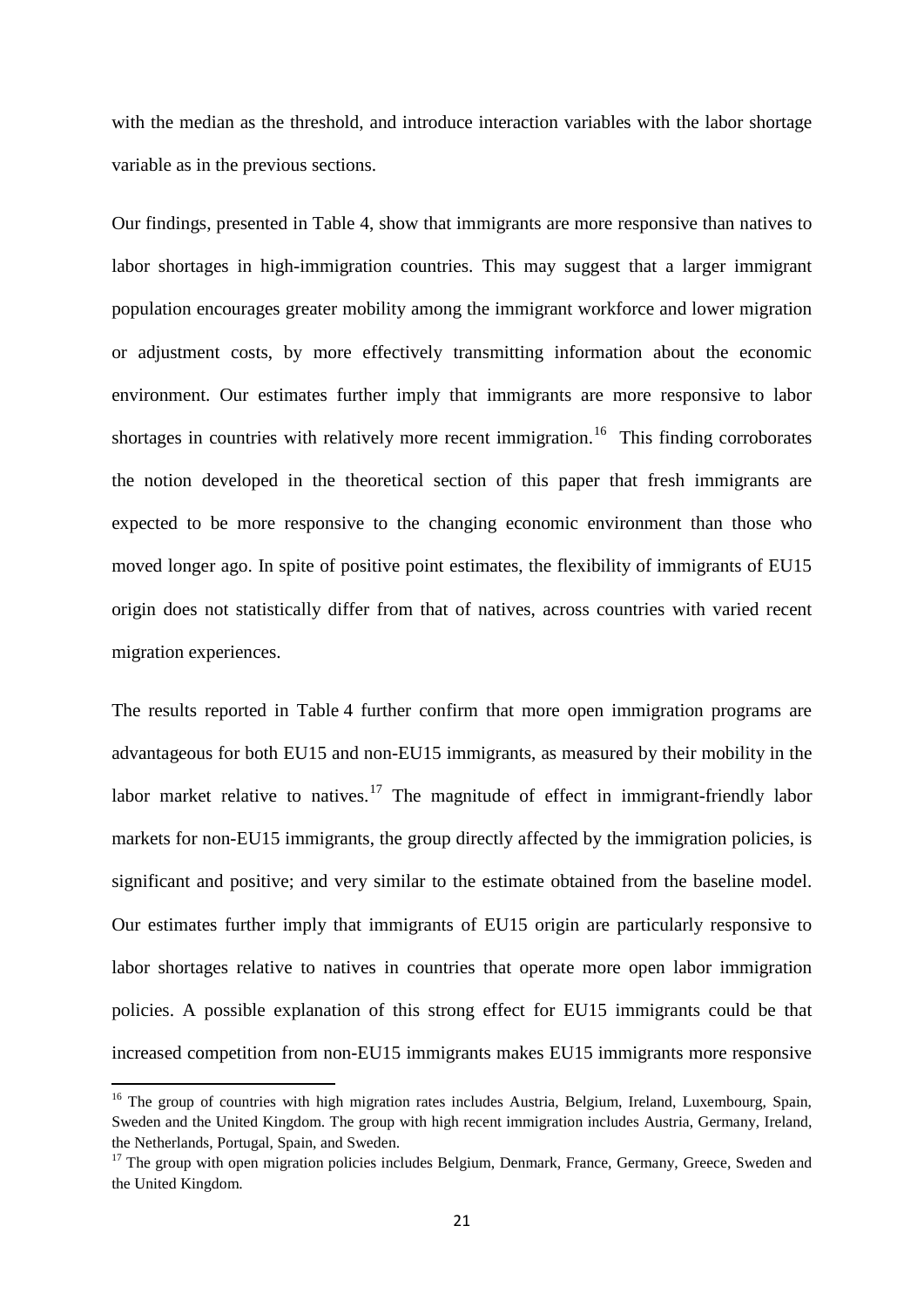with the median as the threshold, and introduce interaction variables with the labor shortage variable as in the previous sections.

Our findings, presented in Table 4, show that immigrants are more responsive than natives to labor shortages in high-immigration countries. This may suggest that a larger immigrant population encourages greater mobility among the immigrant workforce and lower migration or adjustment costs, by more effectively transmitting information about the economic environment. Our estimates further imply that immigrants are more responsive to labor shortages in countries with relatively more recent immigration.[16] This finding corroborates the notion developed in the theoretical section of this paper that fresh immigrants are expected to be more responsive to the changing economic environment than those who moved longer ago. In spite of positive point estimates, the flexibility of immigrants of EU15 origin does not statistically differ from that of natives, across countries with varied recent migration experiences.

The results reported in Table 4 further confirm that more open immigration programs are advantageous for both EU15 and non-EU15 immigrants, as measured by their mobility in the labor market relative to natives.[17] The magnitude of effect in immigrant-friendly labor markets for non-EU15 immigrants, the group directly affected by the immigration policies, is significant and positive; and very similar to the estimate obtained from the baseline model. Our estimates further imply that immigrants of EU15 origin are particularly responsive to labor shortages relative to natives in countries that operate more open labor immigration policies. A possible explanation of this strong effect for EU15 immigrants could be that increased competition from non-EU15 immigrants makes EU15 immigrants more responsive

[16] The group of countries with high migration rates includes Austria, Belgium, Ireland, Luxembourg, Spain, Sweden and the United Kingdom. The group with high recent immigration includes Austria, Germany, Ireland, the Netherlands, Portugal, Spain, and Sweden.

[17] The group with open migration policies includes Belgium, Denmark, France, Germany, Greece, Sweden and the United Kingdom.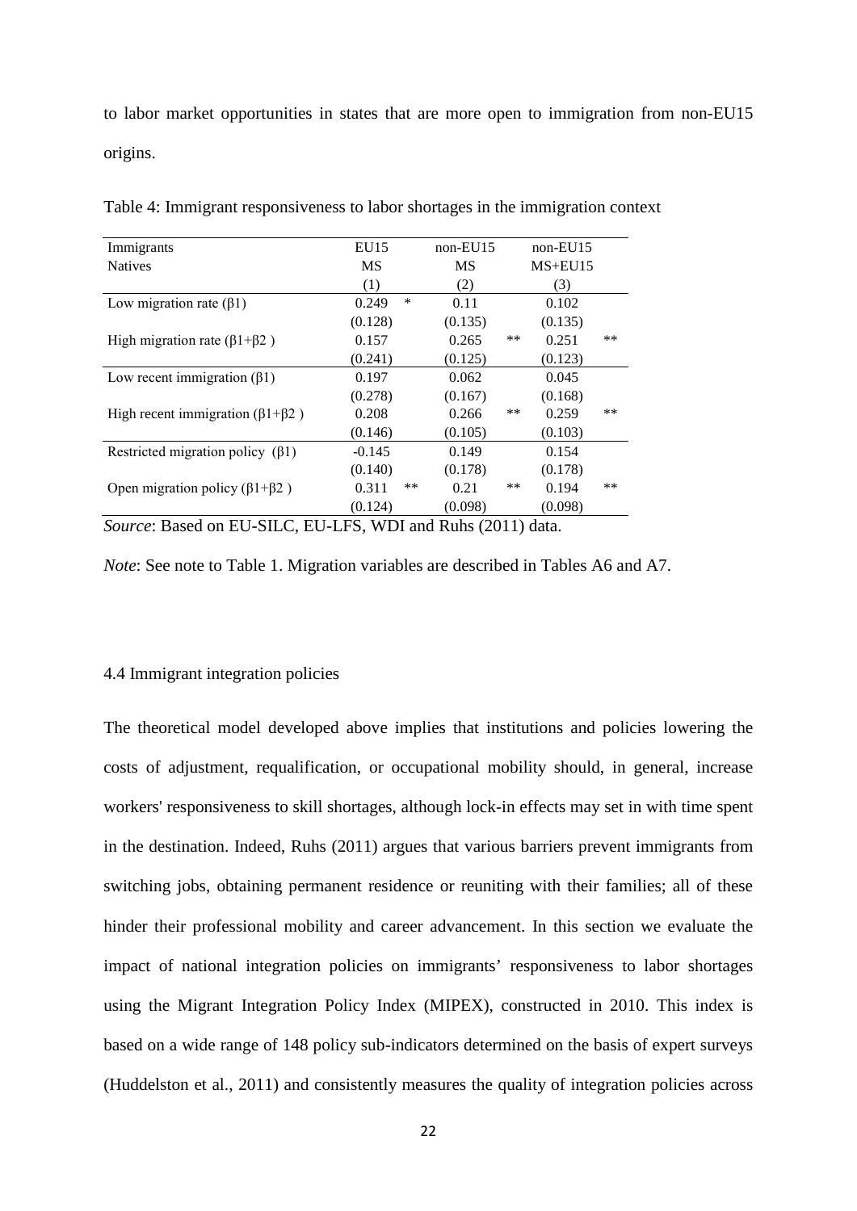to labor market opportunities in states that are more open to immigration from non-EU15 origins.

Table 4: Immigrant responsiveness to labor shortages in the immigration context

| Immigrants | EU15 | | non-EU15 | | non-EU15 | |
|---|---|---|---|---|---|---|
| Natives | MS | | MS | | MS+EU15 | |
| | (1) | | (2) | | (3) | |
| Low migration rate ($\beta 1$) | 0.249 | * | 0.11 | | 0.102 | |
| | (0.128) | | (0.135) | | (0.135) | |
| High migration rate ($\beta 1+\beta 2$ ) | 0.157 | | 0.265 | ** | 0.251 | ** |
| | (0.241) | | (0.125) | | (0.123) | |
| Low recent immigration ($\beta 1$) | 0.197 | | 0.062 | | 0.045 | |
| | (0.278) | | (0.167) | | (0.168) | |
| High recent immigration ($\beta 1+\beta 2$ ) | 0.208 | | 0.266 | ** | 0.259 | ** |
| | (0.146) | | (0.105) | | (0.103) | |
| Restricted migration policy ($\beta 1$) | -0.145 | | 0.149 | | 0.154 | |
| | (0.140) | | (0.178) | | (0.178) | |
| Open migration policy ($\beta 1+\beta 2$ ) | 0.311 | ** | 0.21 | ** | 0.194 | ** |
| | (0.124) | | (0.098) | | (0.098) | |

*Source*: Based on EU-SILC, EU-LFS, WDI and Ruhs (2011) data.

*Note*: See note to Table 1. Migration variables are described in Tables A6 and A7.

### 4.4 Immigrant integration policies

The theoretical model developed above implies that institutions and policies lowering the costs of adjustment, requalification, or occupational mobility should, in general, increase workers' responsiveness to skill shortages, although lock-in effects may set in with time spent in the destination. Indeed, Ruhs (2011) argues that various barriers prevent immigrants from switching jobs, obtaining permanent residence or reuniting with their families; all of these hinder their professional mobility and career advancement. In this section we evaluate the impact of national integration policies on immigrants' responsiveness to labor shortages using the Migrant Integration Policy Index (MIPEX), constructed in 2010. This index is based on a wide range of 148 policy sub-indicators determined on the basis of expert surveys (Huddelston et al., 2011) and consistently measures the quality of integration policies across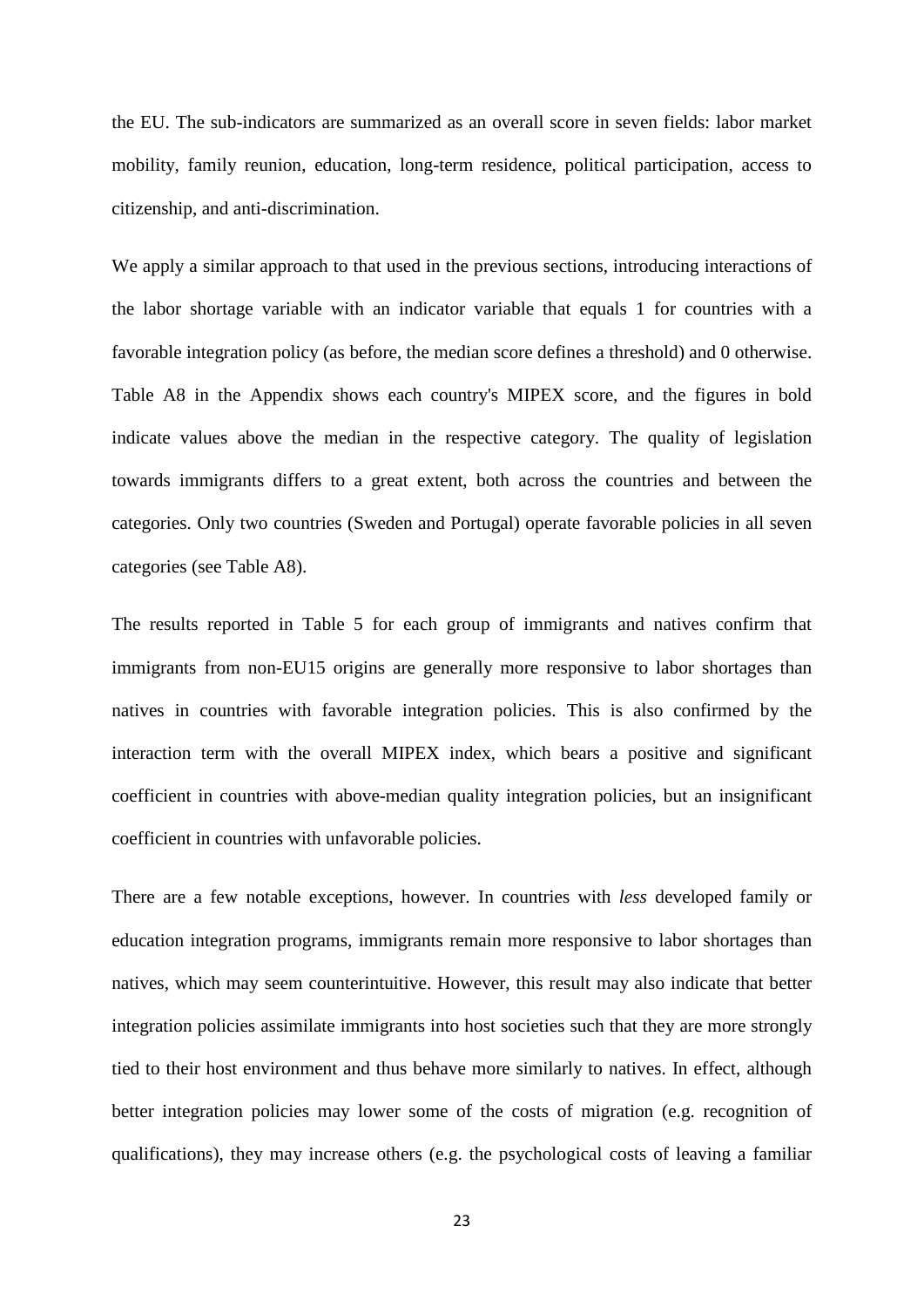the EU. The sub-indicators are summarized as an overall score in seven fields: labor market mobility, family reunion, education, long-term residence, political participation, access to citizenship, and anti-discrimination.

We apply a similar approach to that used in the previous sections, introducing interactions of the labor shortage variable with an indicator variable that equals 1 for countries with a favorable integration policy (as before, the median score defines a threshold) and 0 otherwise. Table A8 in the Appendix shows each country's MIPEX score, and the figures in bold indicate values above the median in the respective category. The quality of legislation towards immigrants differs to a great extent, both across the countries and between the categories. Only two countries (Sweden and Portugal) operate favorable policies in all seven categories (see Table A8).

The results reported in Table 5 for each group of immigrants and natives confirm that immigrants from non-EU15 origins are generally more responsive to labor shortages than natives in countries with favorable integration policies. This is also confirmed by the interaction term with the overall MIPEX index, which bears a positive and significant coefficient in countries with above-median quality integration policies, but an insignificant coefficient in countries with unfavorable policies.

There are a few notable exceptions, however. In countries with *less* developed family or education integration programs, immigrants remain more responsive to labor shortages than natives, which may seem counterintuitive. However, this result may also indicate that better integration policies assimilate immigrants into host societies such that they are more strongly tied to their host environment and thus behave more similarly to natives. In effect, although better integration policies may lower some of the costs of migration (e.g. recognition of qualifications), they may increase others (e.g. the psychological costs of leaving a familiar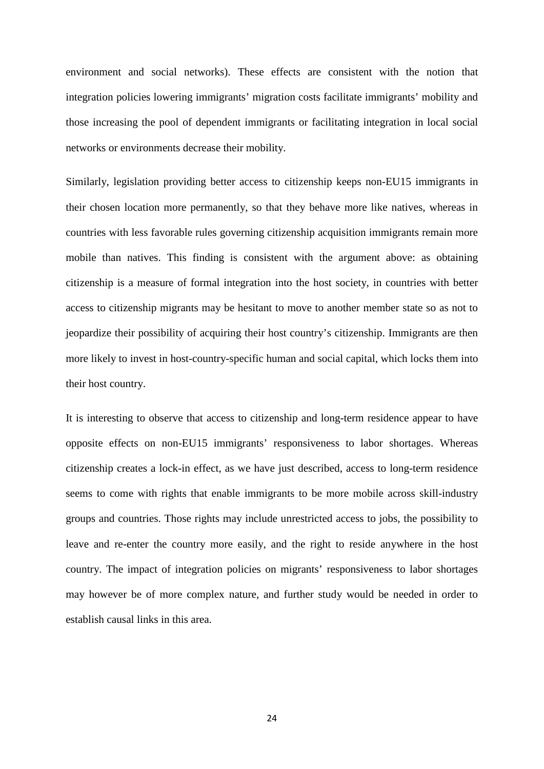environment and social networks). These effects are consistent with the notion that integration policies lowering immigrants' migration costs facilitate immigrants' mobility and those increasing the pool of dependent immigrants or facilitating integration in local social networks or environments decrease their mobility.

Similarly, legislation providing better access to citizenship keeps non-EU15 immigrants in their chosen location more permanently, so that they behave more like natives, whereas in countries with less favorable rules governing citizenship acquisition immigrants remain more mobile than natives. This finding is consistent with the argument above: as obtaining citizenship is a measure of formal integration into the host society, in countries with better access to citizenship migrants may be hesitant to move to another member state so as not to jeopardize their possibility of acquiring their host country's citizenship. Immigrants are then more likely to invest in host-country-specific human and social capital, which locks them into their host country.

It is interesting to observe that access to citizenship and long-term residence appear to have opposite effects on non-EU15 immigrants' responsiveness to labor shortages. Whereas citizenship creates a lock-in effect, as we have just described, access to long-term residence seems to come with rights that enable immigrants to be more mobile across skill-industry groups and countries. Those rights may include unrestricted access to jobs, the possibility to leave and re-enter the country more easily, and the right to reside anywhere in the host country. The impact of integration policies on migrants' responsiveness to labor shortages may however be of more complex nature, and further study would be needed in order to establish causal links in this area.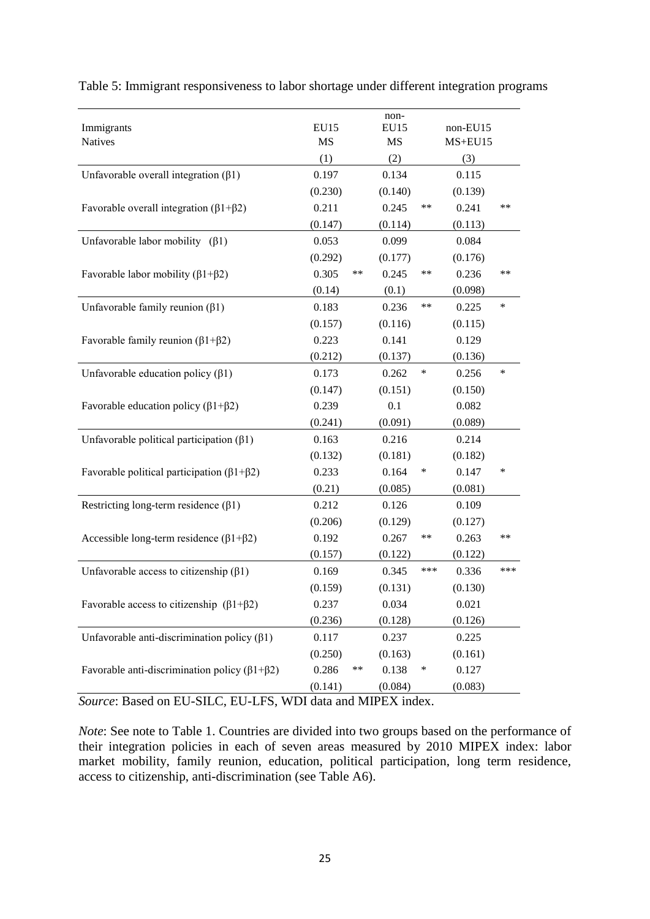Table 5: Immigrant responsiveness to labor shortage under different integration programs

| Immigrants | EU15 | | non-EU15 | | non-EU15 | |
|---|---|---|---|---|---|---|
| Natives | MS | | MS | | MS+EU15 | |
| | (1) | | (2) | | (3) | |
| Unfavorable overall integration (β1) | 0.197 | | 0.134 | | 0.115 | |
| | (0.230) | | (0.140) | | (0.139) | |
| Favorable overall integration (β1+β2) | 0.211 | | 0.245 | ** | 0.241 | ** |
| | (0.147) | | (0.114) | | (0.113) | |
| Unfavorable labor mobility (β1) | 0.053 | | 0.099 | | 0.084 | |
| | (0.292) | | (0.177) | | (0.176) | |
| Favorable labor mobility (β1+β2) | 0.305 | ** | 0.245 | ** | 0.236 | ** |
| | (0.14) | | (0.1) | | (0.098) | |
| Unfavorable family reunion (β1) | 0.183 | | 0.236 | ** | 0.225 | * |
| | (0.157) | | (0.116) | | (0.115) | |
| Favorable family reunion (β1+β2) | 0.223 | | 0.141 | | 0.129 | |
| | (0.212) | | (0.137) | | (0.136) | |
| Unfavorable education policy (β1) | 0.173 | | 0.262 | * | 0.256 | * |
| | (0.147) | | (0.151) | | (0.150) | |
| Favorable education policy (β1+β2) | 0.239 | | 0.1 | | 0.082 | |
| | (0.241) | | (0.091) | | (0.089) | |
| Unfavorable political participation (β1) | 0.163 | | 0.216 | | 0.214 | |
| | (0.132) | | (0.181) | | (0.182) | |
| Favorable political participation (β1+β2) | 0.233 | | 0.164 | * | 0.147 | * |
| | (0.21) | | (0.085) | | (0.081) | |
| Restricting long-term residence (β1) | 0.212 | | 0.126 | | 0.109 | |
| | (0.206) | | (0.129) | | (0.127) | |
| Accessible long-term residence (β1+β2) | 0.192 | | 0.267 | ** | 0.263 | ** |
| | (0.157) | | (0.122) | | (0.122) | |
| Unfavorable access to citizenship (β1) | 0.169 | | 0.345 | *** | 0.336 | *** |
| | (0.159) | | (0.131) | | (0.130) | |
| Favorable access to citizenship (β1+β2) | 0.237 | | 0.034 | | 0.021 | |
| | (0.236) | | (0.128) | | (0.126) | |
| Unfavorable anti-discrimination policy (β1) | 0.117 | | 0.237 | | 0.225 | |
| | (0.250) | | (0.163) | | (0.161) | |
| Favorable anti-discrimination policy (β1+β2) | 0.286 | ** | 0.138 | * | 0.127 | |
| | (0.141) | | (0.084) | | (0.083) | |

*Source*: Based on EU-SILC, EU-LFS, WDI data and MIPEX index.

*Note*: See note to Table 1. Countries are divided into two groups based on the performance of their integration policies in each of seven areas measured by 2010 MIPEX index: labor market mobility, family reunion, education, political participation, long term residence, access to citizenship, anti-discrimination (see Table A6).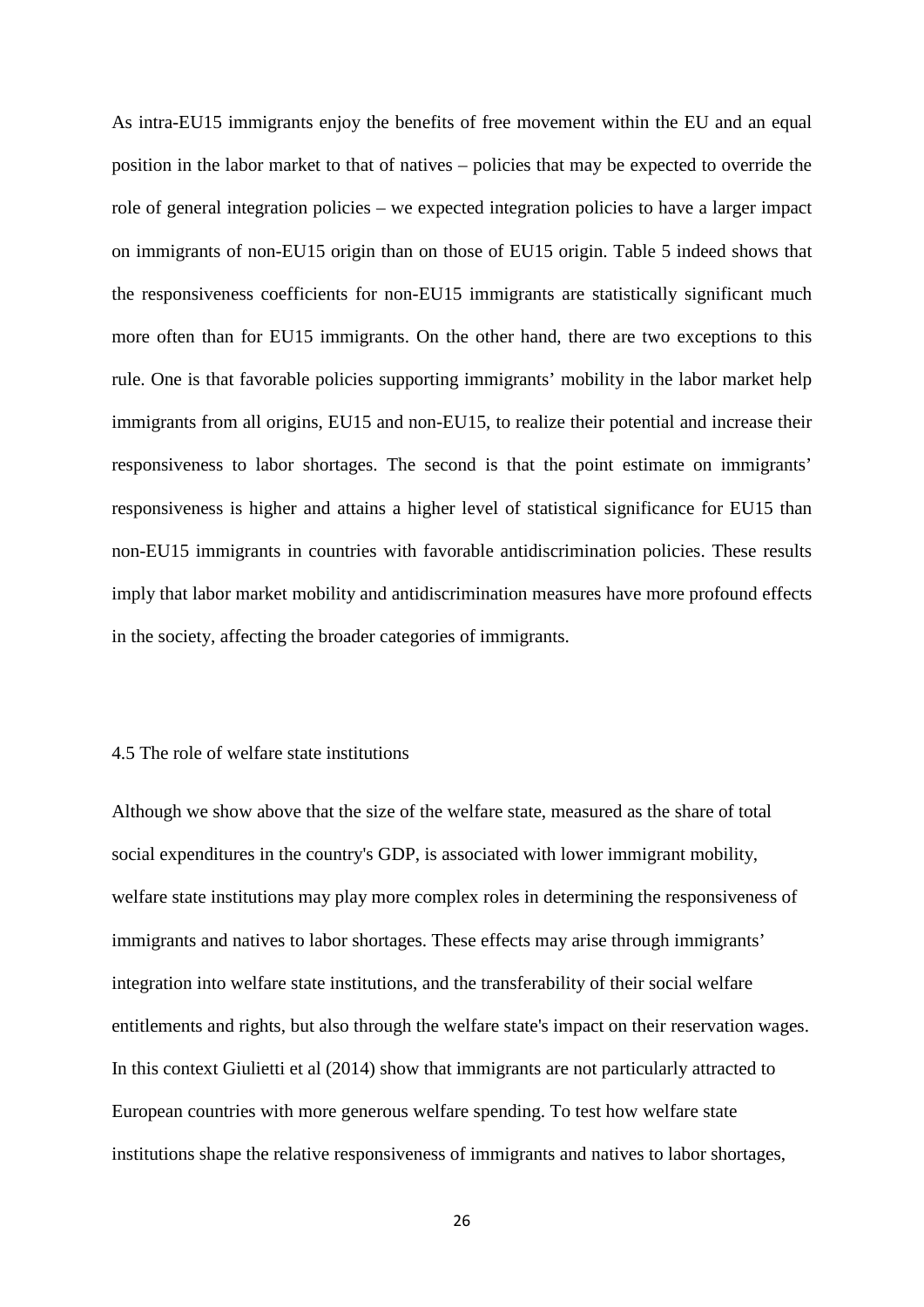As intra-EU15 immigrants enjoy the benefits of free movement within the EU and an equal position in the labor market to that of natives – policies that may be expected to override the role of general integration policies – we expected integration policies to have a larger impact on immigrants of non-EU15 origin than on those of EU15 origin. Table 5 indeed shows that the responsiveness coefficients for non-EU15 immigrants are statistically significant much more often than for EU15 immigrants. On the other hand, there are two exceptions to this rule. One is that favorable policies supporting immigrants' mobility in the labor market help immigrants from all origins, EU15 and non-EU15, to realize their potential and increase their responsiveness to labor shortages. The second is that the point estimate on immigrants' responsiveness is higher and attains a higher level of statistical significance for EU15 than non-EU15 immigrants in countries with favorable antidiscrimination policies. These results imply that labor market mobility and antidiscrimination measures have more profound effects in the society, affecting the broader categories of immigrants.

### 4.5 The role of welfare state institutions

Although we show above that the size of the welfare state, measured as the share of total social expenditures in the country's GDP, is associated with lower immigrant mobility, welfare state institutions may play more complex roles in determining the responsiveness of immigrants and natives to labor shortages. These effects may arise through immigrants' integration into welfare state institutions, and the transferability of their social welfare entitlements and rights, but also through the welfare state's impact on their reservation wages. In this context Giulietti et al (2014) show that immigrants are not particularly attracted to European countries with more generous welfare spending. To test how welfare state institutions shape the relative responsiveness of immigrants and natives to labor shortages,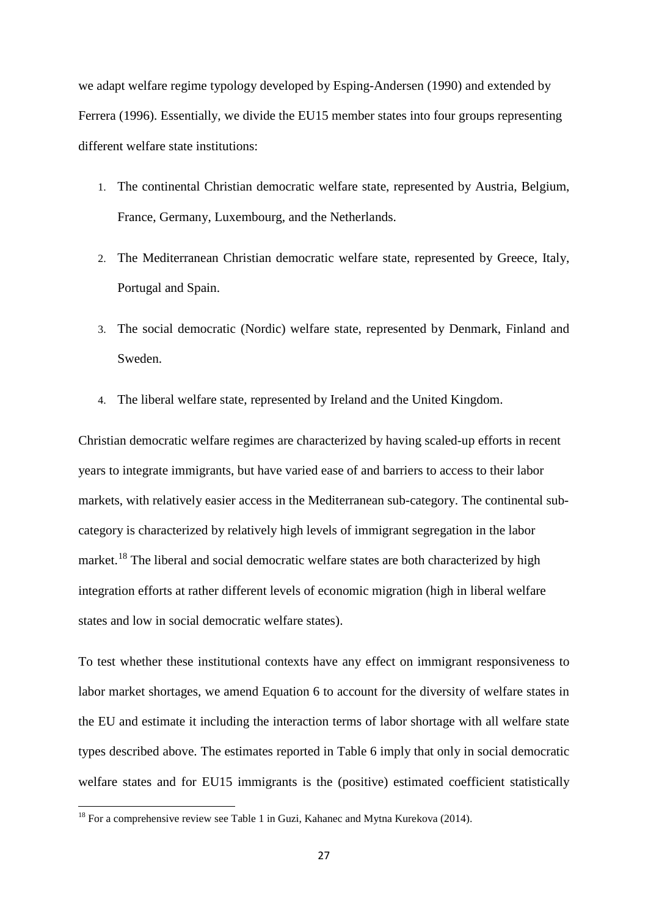we adapt welfare regime typology developed by Esping-Andersen (1990) and extended by Ferrera (1996). Essentially, we divide the EU15 member states into four groups representing different welfare state institutions:

1. The continental Christian democratic welfare state, represented by Austria, Belgium, France, Germany, Luxembourg, and the Netherlands.
2. The Mediterranean Christian democratic welfare state, represented by Greece, Italy, Portugal and Spain.
3. The social democratic (Nordic) welfare state, represented by Denmark, Finland and Sweden.
4. The liberal welfare state, represented by Ireland and the United Kingdom.

Christian democratic welfare regimes are characterized by having scaled-up efforts in recent years to integrate immigrants, but have varied ease of and barriers to access to their labor markets, with relatively easier access in the Mediterranean sub-category. The continental sub-category is characterized by relatively high levels of immigrant segregation in the labor market.[18] The liberal and social democratic welfare states are both characterized by high integration efforts at rather different levels of economic migration (high in liberal welfare states and low in social democratic welfare states).

To test whether these institutional contexts have any effect on immigrant responsiveness to labor market shortages, we amend Equation 6 to account for the diversity of welfare states in the EU and estimate it including the interaction terms of labor shortage with all welfare state types described above. The estimates reported in Table 6 imply that only in social democratic welfare states and for EU15 immigrants is the (positive) estimated coefficient statistically

[18] For a comprehensive review see Table 1 in Guzi, Kahanec and Mytna Kurekova (2014).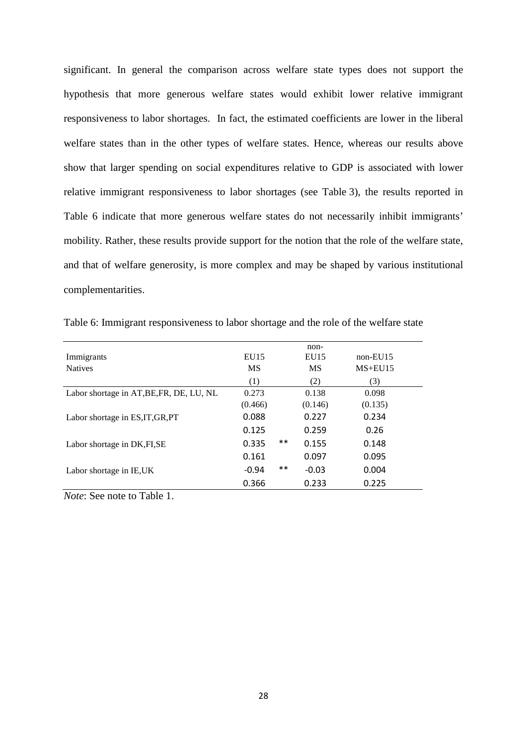significant. In general the comparison across welfare state types does not support the hypothesis that more generous welfare states would exhibit lower relative immigrant responsiveness to labor shortages. In fact, the estimated coefficients are lower in the liberal welfare states than in the other types of welfare states. Hence, whereas our results above show that larger spending on social expenditures relative to GDP is associated with lower relative immigrant responsiveness to labor shortages (see Table 3), the results reported in Table 6 indicate that more generous welfare states do not necessarily inhibit immigrants' mobility. Rather, these results provide support for the notion that the role of the welfare state, and that of welfare generosity, is more complex and may be shaped by various institutional complementarities.

Table 6: Immigrant responsiveness to labor shortage and the role of the welfare state

| Immigrants | EU15 | | non-EU15 | non-EU15 |
|---|---|---|---|---|
| Natives | MS | | MS | MS+EU15 |
| | (1) | | (2) | (3) |
| Labor shortage in AT,BE,FR, DE, LU, NL | 0.273 | | 0.138 | 0.098 |
| | (0.466) | | (0.146) | (0.135) |
| Labor shortage in ES,IT,GR,PT | 0.088 | | 0.227 | 0.234 |
| | 0.125 | | 0.259 | 0.26 |
| Labor shortage in DK,FI,SE | 0.335 | ** | 0.155 | 0.148 |
| | 0.161 | | 0.097 | 0.095 |
| Labor shortage in IE,UK | -0.94 | ** | -0.03 | 0.004 |
| | 0.366 | | 0.233 | 0.225 |

*Note*: See note to Table 1.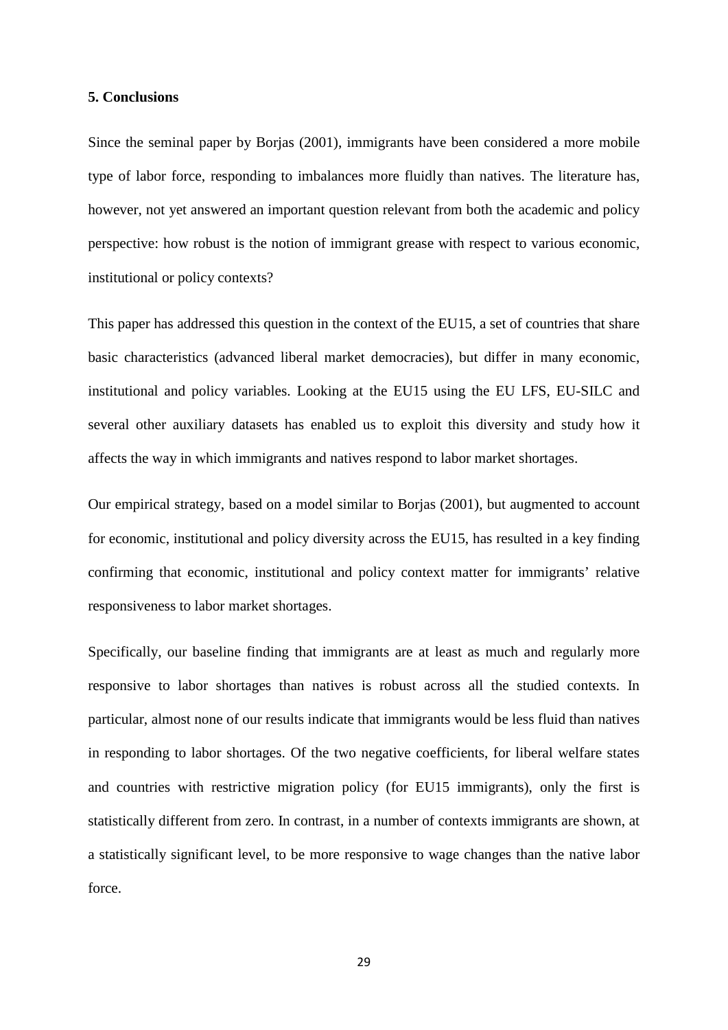## 5. Conclusions

Since the seminal paper by Borjas (2001), immigrants have been considered a more mobile type of labor force, responding to imbalances more fluidly than natives. The literature has, however, not yet answered an important question relevant from both the academic and policy perspective: how robust is the notion of immigrant grease with respect to various economic, institutional or policy contexts?

This paper has addressed this question in the context of the EU15, a set of countries that share basic characteristics (advanced liberal market democracies), but differ in many economic, institutional and policy variables. Looking at the EU15 using the EU LFS, EU-SILC and several other auxiliary datasets has enabled us to exploit this diversity and study how it affects the way in which immigrants and natives respond to labor market shortages.

Our empirical strategy, based on a model similar to Borjas (2001), but augmented to account for economic, institutional and policy diversity across the EU15, has resulted in a key finding confirming that economic, institutional and policy context matter for immigrants' relative responsiveness to labor market shortages.

Specifically, our baseline finding that immigrants are at least as much and regularly more responsive to labor shortages than natives is robust across all the studied contexts. In particular, almost none of our results indicate that immigrants would be less fluid than natives in responding to labor shortages. Of the two negative coefficients, for liberal welfare states and countries with restrictive migration policy (for EU15 immigrants), only the first is statistically different from zero. In contrast, in a number of contexts immigrants are shown, at a statistically significant level, to be more responsive to wage changes than the native labor force.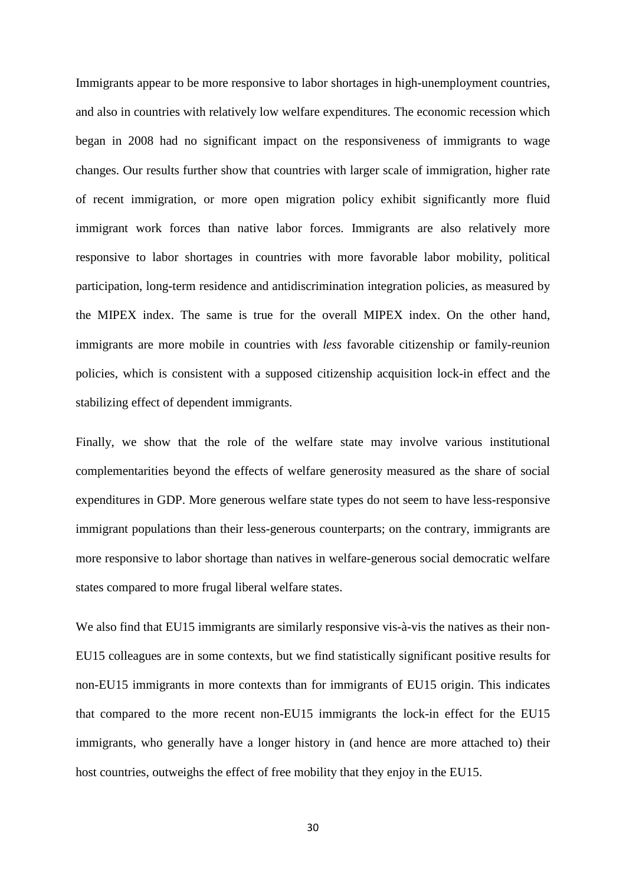Immigrants appear to be more responsive to labor shortages in high-unemployment countries, and also in countries with relatively low welfare expenditures. The economic recession which began in 2008 had no significant impact on the responsiveness of immigrants to wage changes. Our results further show that countries with larger scale of immigration, higher rate of recent immigration, or more open migration policy exhibit significantly more fluid immigrant work forces than native labor forces. Immigrants are also relatively more responsive to labor shortages in countries with more favorable labor mobility, political participation, long-term residence and antidiscrimination integration policies, as measured by the MIPEX index. The same is true for the overall MIPEX index. On the other hand, immigrants are more mobile in countries with *less* favorable citizenship or family-reunion policies, which is consistent with a supposed citizenship acquisition lock-in effect and the stabilizing effect of dependent immigrants.

Finally, we show that the role of the welfare state may involve various institutional complementarities beyond the effects of welfare generosity measured as the share of social expenditures in GDP. More generous welfare state types do not seem to have less-responsive immigrant populations than their less-generous counterparts; on the contrary, immigrants are more responsive to labor shortage than natives in welfare-generous social democratic welfare states compared to more frugal liberal welfare states.

We also find that EU15 immigrants are similarly responsive vis-à-vis the natives as their non-EU15 colleagues are in some contexts, but we find statistically significant positive results for non-EU15 immigrants in more contexts than for immigrants of EU15 origin. This indicates that compared to the more recent non-EU15 immigrants the lock-in effect for the EU15 immigrants, who generally have a longer history in (and hence are more attached to) their host countries, outweighs the effect of free mobility that they enjoy in the EU15.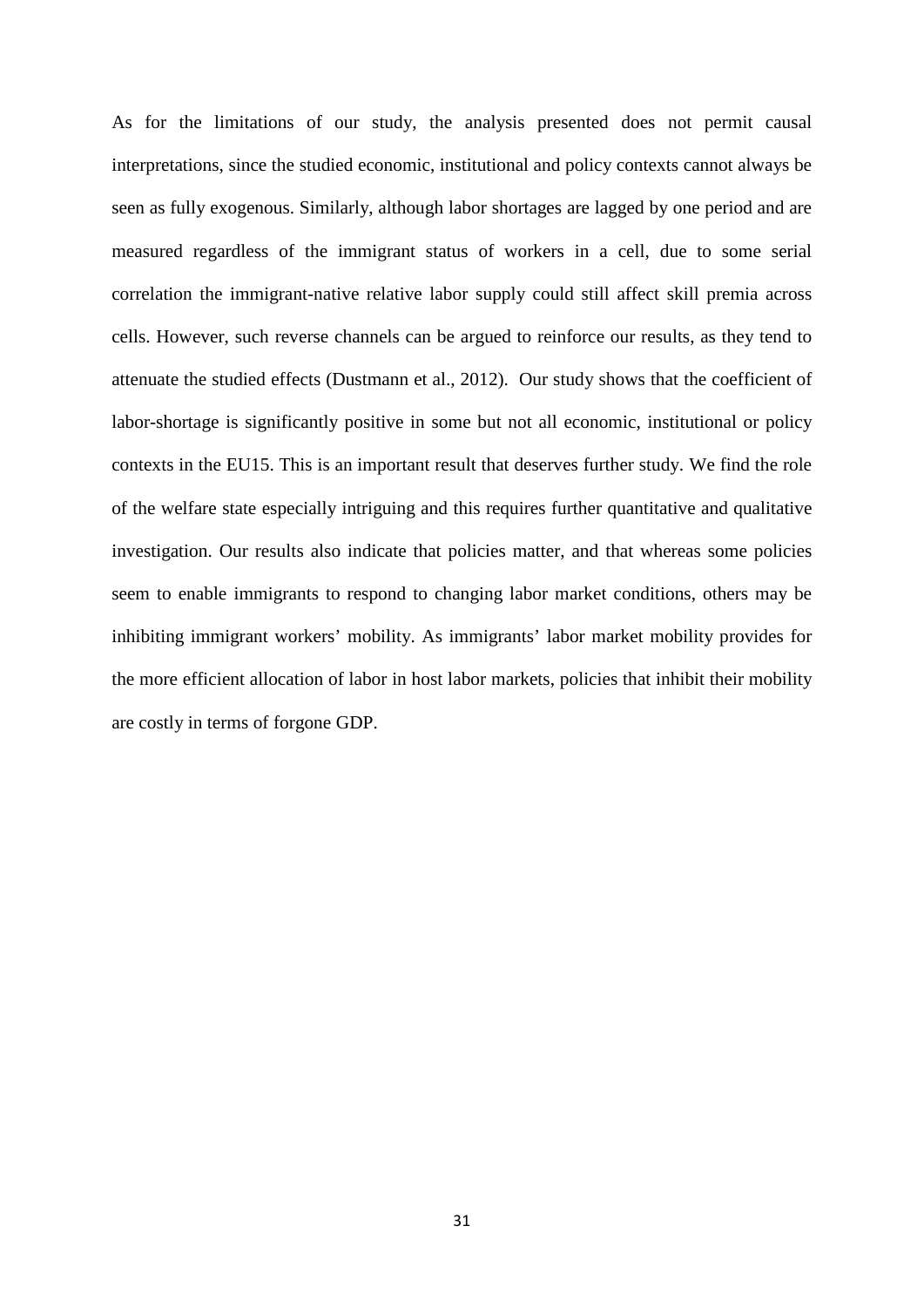As for the limitations of our study, the analysis presented does not permit causal interpretations, since the studied economic, institutional and policy contexts cannot always be seen as fully exogenous. Similarly, although labor shortages are lagged by one period and are measured regardless of the immigrant status of workers in a cell, due to some serial correlation the immigrant-native relative labor supply could still affect skill premia across cells. However, such reverse channels can be argued to reinforce our results, as they tend to attenuate the studied effects (Dustmann et al., 2012). Our study shows that the coefficient of labor-shortage is significantly positive in some but not all economic, institutional or policy contexts in the EU15. This is an important result that deserves further study. We find the role of the welfare state especially intriguing and this requires further quantitative and qualitative investigation. Our results also indicate that policies matter, and that whereas some policies seem to enable immigrants to respond to changing labor market conditions, others may be inhibiting immigrant workers' mobility. As immigrants' labor market mobility provides for the more efficient allocation of labor in host labor markets, policies that inhibit their mobility are costly in terms of forgone GDP.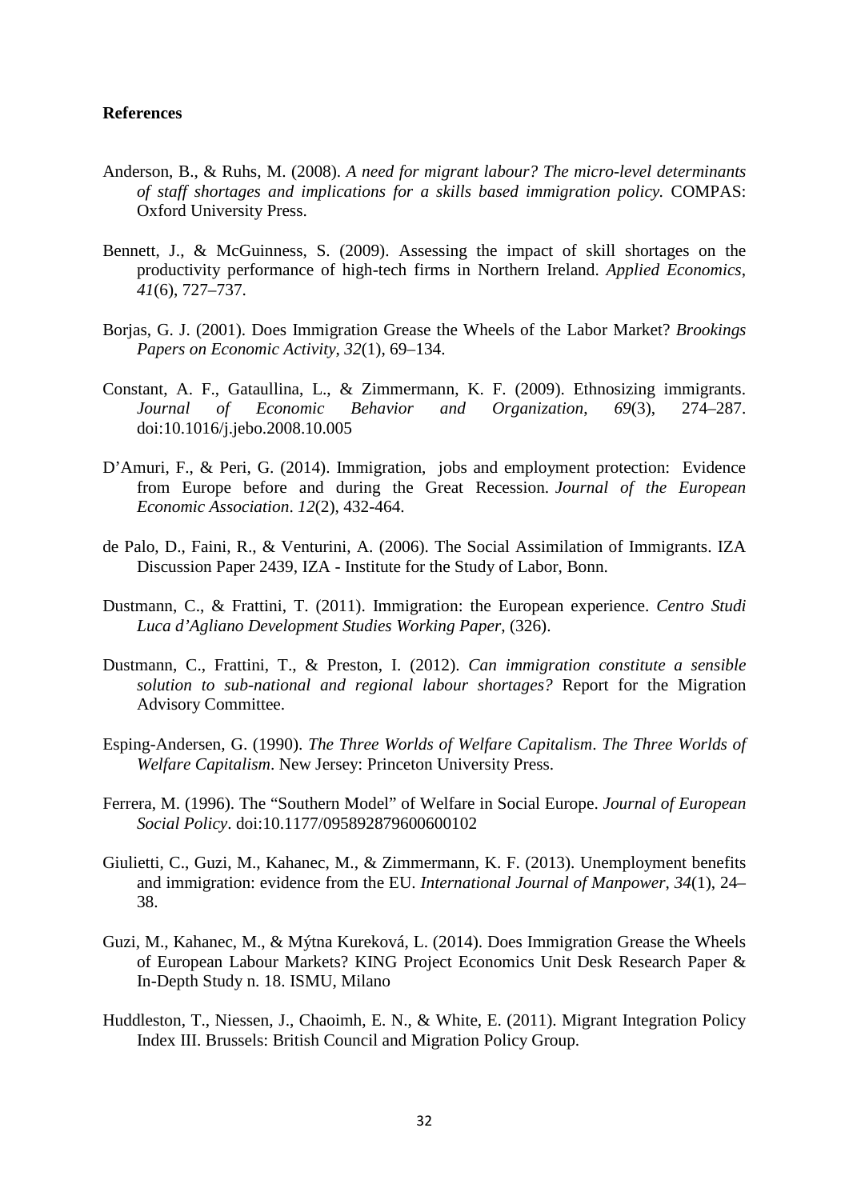**References**

Anderson, B., & Ruhs, M. (2008). *A need for migrant labour? The micro-level determinants of staff shortages and implications for a skills based immigration policy.* COMPAS: Oxford University Press.

Bennett, J., & McGuinness, S. (2009). Assessing the impact of skill shortages on the productivity performance of high-tech firms in Northern Ireland. *Applied Economics*, *41*(6), 727–737.

Borjas, G. J. (2001). Does Immigration Grease the Wheels of the Labor Market? *Brookings Papers on Economic Activity*, *32*(1), 69–134.

Constant, A. F., Gataullina, L., & Zimmermann, K. F. (2009). Ethnosizing immigrants. *Journal of Economic Behavior and Organization*, *69*(3), 274–287. doi:10.1016/j.jebo.2008.10.005

D'Amuri, F., & Peri, G. (2014). Immigration, jobs and employment protection: Evidence from Europe before and during the Great Recession. *Journal of the European Economic Association*. *12*(2), 432-464.

de Palo, D., Faini, R., & Venturini, A. (2006). The Social Assimilation of Immigrants. IZA Discussion Paper 2439, IZA - Institute for the Study of Labor, Bonn.

Dustmann, C., & Frattini, T. (2011). Immigration: the European experience. *Centro Studi Luca d'Agliano Development Studies Working Paper*, (326).

Dustmann, C., Frattini, T., & Preston, I. (2012). *Can immigration constitute a sensible solution to sub-national and regional labour shortages?* Report for the Migration Advisory Committee.

Esping-Andersen, G. (1990). *The Three Worlds of Welfare Capitalism*. *The Three Worlds of Welfare Capitalism*. New Jersey: Princeton University Press.

Ferrera, M. (1996). The "Southern Model" of Welfare in Social Europe. *Journal of European Social Policy*. doi:10.1177/095892879600600102

Giulietti, C., Guzi, M., Kahanec, M., & Zimmermann, K. F. (2013). Unemployment benefits and immigration: evidence from the EU. *International Journal of Manpower*, *34*(1), 24–38.

Guzi, M., Kahanec, M., & Mýtna Kureková, L. (2014). Does Immigration Grease the Wheels of European Labour Markets? KING Project Economics Unit Desk Research Paper & In-Depth Study n. 18. ISMU, Milano

Huddleston, T., Niessen, J., Chaoimh, E. N., & White, E. (2011). Migrant Integration Policy Index III. Brussels: British Council and Migration Policy Group.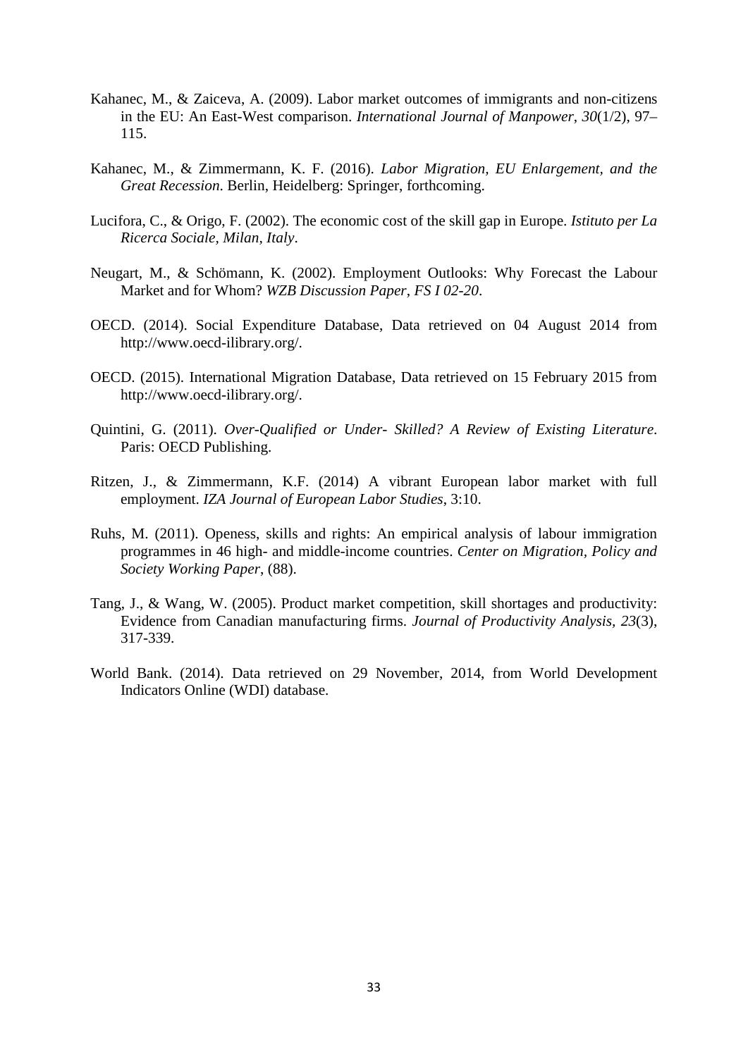Kahanec, M., & Zaiceva, A. (2009). Labor market outcomes of immigrants and non-citizens in the EU: An East-West comparison. *International Journal of Manpower*, *30*(1/2), 97–115.

Kahanec, M., & Zimmermann, K. F. (2016). *Labor Migration, EU Enlargement, and the Great Recession*. Berlin, Heidelberg: Springer, forthcoming.

Lucifora, C., & Origo, F. (2002). The economic cost of the skill gap in Europe. *Istituto per La Ricerca Sociale, Milan, Italy*.

Neugart, M., & Schömann, K. (2002). Employment Outlooks: Why Forecast the Labour Market and for Whom? *WZB Discussion Paper, FS I 02-20*.

OECD. (2014). Social Expenditure Database, Data retrieved on 04 August 2014 from http://www.oecd-ilibrary.org/.

OECD. (2015). International Migration Database, Data retrieved on 15 February 2015 from http://www.oecd-ilibrary.org/.

Quintini, G. (2011). *Over-Qualified or Under- Skilled? A Review of Existing Literature*. Paris: OECD Publishing.

Ritzen, J., & Zimmermann, K.F. (2014) A vibrant European labor market with full employment. *IZA Journal of European Labor Studies*, 3:10.

Ruhs, M. (2011). Openess, skills and rights: An empirical analysis of labour immigration programmes in 46 high- and middle-income countries. *Center on Migration, Policy and Society Working Paper*, (88).

Tang, J., & Wang, W. (2005). Product market competition, skill shortages and productivity: Evidence from Canadian manufacturing firms. *Journal of Productivity Analysis, 23*(3), 317-339.

World Bank. (2014). Data retrieved on 29 November, 2014, from World Development Indicators Online (WDI) database.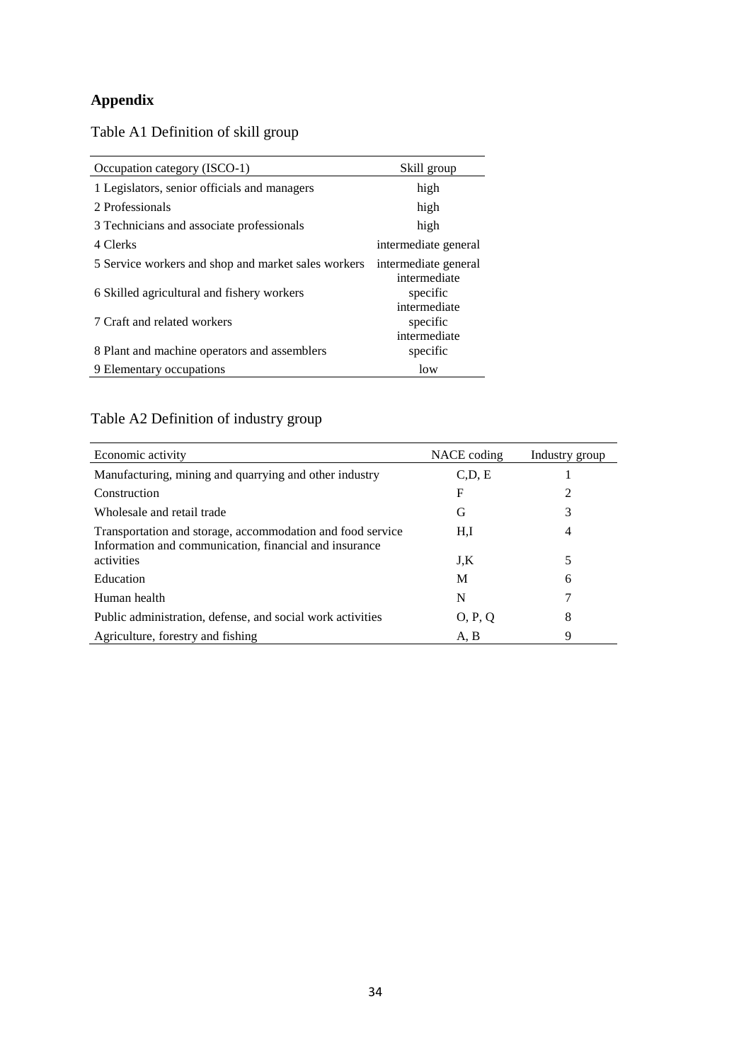# Appendix

Table A1 Definition of skill group

| Occupation category (ISCO-1) | Skill group |
|---|---|
| 1 Legislators, senior officials and managers | high |
| 2 Professionals | high |
| 3 Technicians and associate professionals | high |
| 4 Clerks | intermediate general |
| 5 Service workers and shop and market sales workers | intermediate general |
| 6 Skilled agricultural and fishery workers | intermediate specific |
| 7 Craft and related workers | intermediate specific |
| 8 Plant and machine operators and assemblers | intermediate specific |
| 9 Elementary occupations | low |

Table A2 Definition of industry group

| Economic activity | NACE coding | Industry group |
|---|---|---|
| Manufacturing, mining and quarrying and other industry | C,D, E | 1 |
| Construction | F | 2 |
| Wholesale and retail trade | G | 3 |
| Transportation and storage, accommodation and food service | H,I | 4 |
| Information and communication, financial and insurance activities | J,K | 5 |
| Education | M | 6 |
| Human health | N | 7 |
| Public administration, defense, and social work activities | O, P, Q | 8 |
| Agriculture, forestry and fishing | A, B | 9 |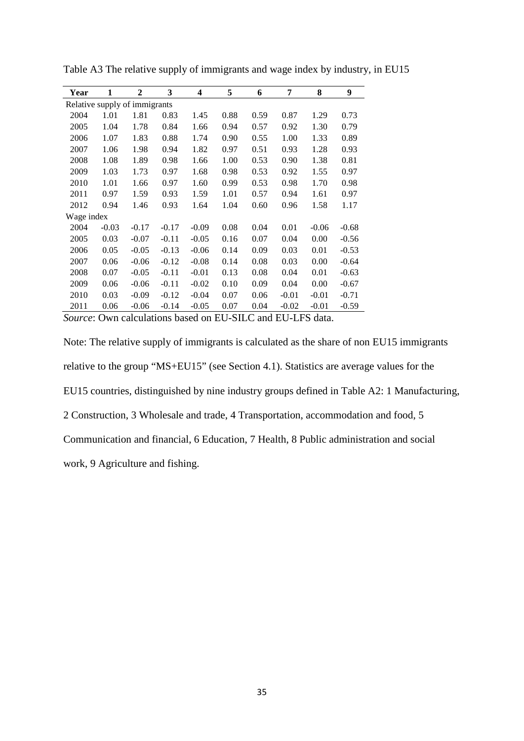Table A3 The relative supply of immigrants and wage index by industry, in EU15

| Year | 1 | 2 | 3 | 4 | 5 | 6 | 7 | 8 | 9 |
|---|---|---|---|---|---|---|---|---|---|
| Relative supply of immigrants | | | | | | | | | |
| 2004 | 1.01 | 1.81 | 0.83 | 1.45 | 0.88 | 0.59 | 0.87 | 1.29 | 0.73 |
| 2005 | 1.04 | 1.78 | 0.84 | 1.66 | 0.94 | 0.57 | 0.92 | 1.30 | 0.79 |
| 2006 | 1.07 | 1.83 | 0.88 | 1.74 | 0.90 | 0.55 | 1.00 | 1.33 | 0.89 |
| 2007 | 1.06 | 1.98 | 0.94 | 1.82 | 0.97 | 0.51 | 0.93 | 1.28 | 0.93 |
| 2008 | 1.08 | 1.89 | 0.98 | 1.66 | 1.00 | 0.53 | 0.90 | 1.38 | 0.81 |
| 2009 | 1.03 | 1.73 | 0.97 | 1.68 | 0.98 | 0.53 | 0.92 | 1.55 | 0.97 |
| 2010 | 1.01 | 1.66 | 0.97 | 1.60 | 0.99 | 0.53 | 0.98 | 1.70 | 0.98 |
| 2011 | 0.97 | 1.59 | 0.93 | 1.59 | 1.01 | 0.57 | 0.94 | 1.61 | 0.97 |
| 2012 | 0.94 | 1.46 | 0.93 | 1.64 | 1.04 | 0.60 | 0.96 | 1.58 | 1.17 |
| Wage index | | | | | | | | | |
| 2004 | -0.03 | -0.17 | -0.17 | -0.09 | 0.08 | 0.04 | 0.01 | -0.06 | -0.68 |
| 2005 | 0.03 | -0.07 | -0.11 | -0.05 | 0.16 | 0.07 | 0.04 | 0.00 | -0.56 |
| 2006 | 0.05 | -0.05 | -0.13 | -0.06 | 0.14 | 0.09 | 0.03 | 0.01 | -0.53 |
| 2007 | 0.06 | -0.06 | -0.12 | -0.08 | 0.14 | 0.08 | 0.03 | 0.00 | -0.64 |
| 2008 | 0.07 | -0.05 | -0.11 | -0.01 | 0.13 | 0.08 | 0.04 | 0.01 | -0.63 |
| 2009 | 0.06 | -0.06 | -0.11 | -0.02 | 0.10 | 0.09 | 0.04 | 0.00 | -0.67 |
| 2010 | 0.03 | -0.09 | -0.12 | -0.04 | 0.07 | 0.06 | -0.01 | -0.01 | -0.71 |
| 2011 | 0.06 | -0.06 | -0.14 | -0.05 | 0.07 | 0.04 | -0.02 | -0.01 | -0.59 |

*Source*: Own calculations based on EU-SILC and EU-LFS data.

Note: The relative supply of immigrants is calculated as the share of non EU15 immigrants relative to the group "MS+EU15" (see Section 4.1). Statistics are average values for the EU15 countries, distinguished by nine industry groups defined in Table A2: 1 Manufacturing, 2 Construction, 3 Wholesale and trade, 4 Transportation, accommodation and food, 5 Communication and financial, 6 Education, 7 Health, 8 Public administration and social work, 9 Agriculture and fishing.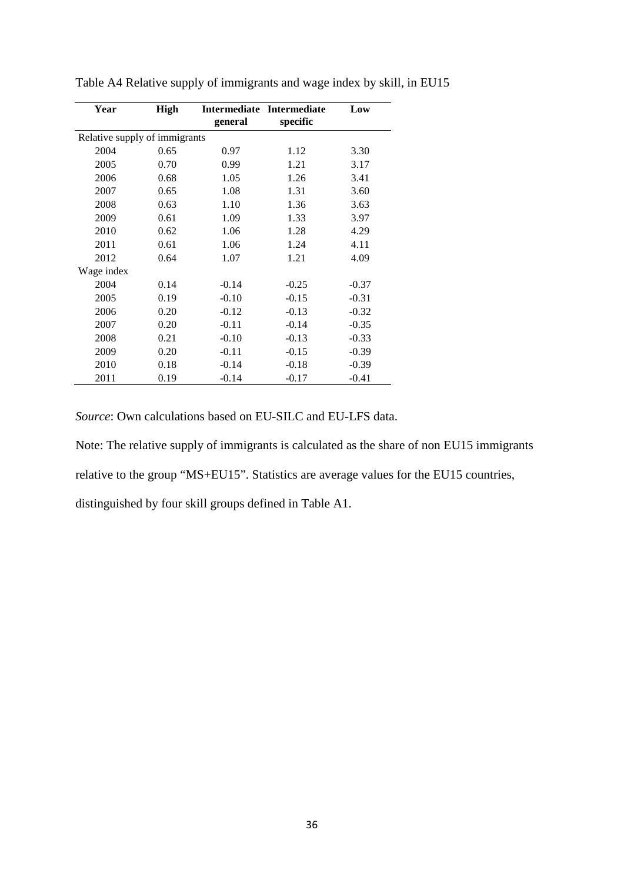Table A4 Relative supply of immigrants and wage index by skill, in EU15

| Year | High | Intermediate general | Intermediate specific | Low |
|---|---|---|---|---|
| Relative supply of immigrants | | | | |
| 2004 | 0.65 | 0.97 | 1.12 | 3.30 |
| 2005 | 0.70 | 0.99 | 1.21 | 3.17 |
| 2006 | 0.68 | 1.05 | 1.26 | 3.41 |
| 2007 | 0.65 | 1.08 | 1.31 | 3.60 |
| 2008 | 0.63 | 1.10 | 1.36 | 3.63 |
| 2009 | 0.61 | 1.09 | 1.33 | 3.97 |
| 2010 | 0.62 | 1.06 | 1.28 | 4.29 |
| 2011 | 0.61 | 1.06 | 1.24 | 4.11 |
| 2012 | 0.64 | 1.07 | 1.21 | 4.09 |
| Wage index | | | | |
| 2004 | 0.14 | -0.14 | -0.25 | -0.37 |
| 2005 | 0.19 | -0.10 | -0.15 | -0.31 |
| 2006 | 0.20 | -0.12 | -0.13 | -0.32 |
| 2007 | 0.20 | -0.11 | -0.14 | -0.35 |
| 2008 | 0.21 | -0.10 | -0.13 | -0.33 |
| 2009 | 0.20 | -0.11 | -0.15 | -0.39 |
| 2010 | 0.18 | -0.14 | -0.18 | -0.39 |
| 2011 | 0.19 | -0.14 | -0.17 | -0.41 |

*Source*: Own calculations based on EU-SILC and EU-LFS data.

Note: The relative supply of immigrants is calculated as the share of non EU15 immigrants relative to the group "MS+EU15". Statistics are average values for the EU15 countries, distinguished by four skill groups defined in Table A1.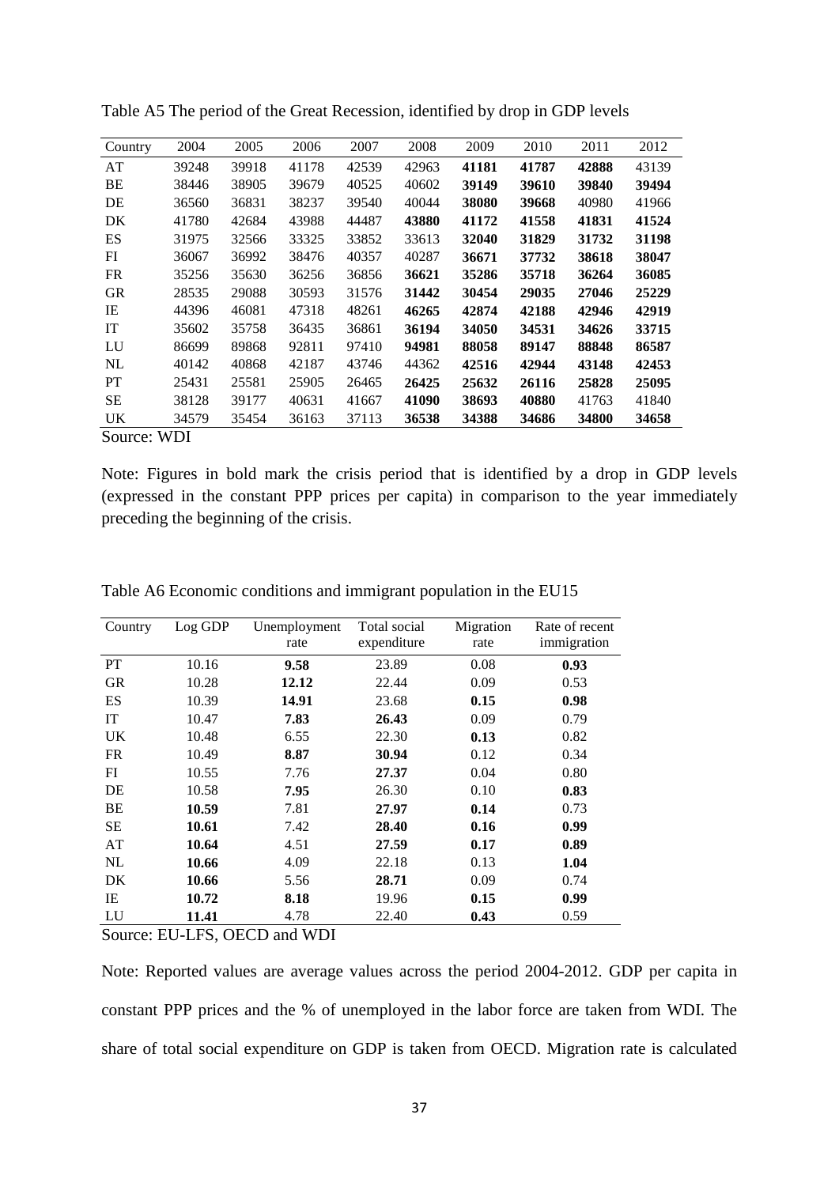Table A5 The period of the Great Recession, identified by drop in GDP levels

| Country | 2004 | 2005 | 2006 | 2007 | 2008 | 2009 | 2010 | 2011 | 2012 |
|---|---|---|---|---|---|---|---|---|---|
| AT | 39248 | 39918 | 41178 | 42539 | 42963 | **41181** | **41787** | **42888** | 43139 |
| BE | 38446 | 38905 | 39679 | 40525 | 40602 | **39149** | **39610** | **39840** | **39494** |
| DE | 36560 | 36831 | 38237 | 39540 | 40044 | **38080** | **39668** | 40980 | 41966 |
| DK | 41780 | 42684 | 43988 | 44487 | **43880** | **41172** | **41558** | **41831** | **41524** |
| ES | 31975 | 32566 | 33325 | 33852 | 33613 | **32040** | **31829** | **31732** | **31198** |
| FI | 36067 | 36992 | 38476 | 40357 | 40287 | **36671** | **37732** | **38618** | **38047** |
| FR | 35256 | 35630 | 36256 | 36856 | **36621** | **35286** | **35718** | **36264** | **36085** |
| GR | 28535 | 29088 | 30593 | 31576 | **31442** | **30454** | **29035** | **27046** | **25229** |
| IE | 44396 | 46081 | 47318 | 48261 | **46265** | **42874** | **42188** | **42946** | **42919** |
| IT | 35602 | 35758 | 36435 | 36861 | **36194** | **34050** | **34531** | **34626** | **33715** |
| LU | 86699 | 89868 | 92811 | 97410 | **94981** | **88058** | **89147** | **88848** | **86587** |
| NL | 40142 | 40868 | 42187 | 43746 | 44362 | **42516** | **42944** | **43148** | **42453** |
| PT | 25431 | 25581 | 25905 | 26465 | **26425** | **25632** | **26116** | **25828** | **25095** |
| SE | 38128 | 39177 | 40631 | 41667 | **41090** | **38693** | **40880** | 41763 | 41840 |
| UK | 34579 | 35454 | 36163 | 37113 | **36538** | **34388** | **34686** | **34800** | **34658** |

Source: WDI

Note: Figures in bold mark the crisis period that is identified by a drop in GDP levels (expressed in the constant PPP prices per capita) in comparison to the year immediately preceding the beginning of the crisis.

Table A6 Economic conditions and immigrant population in the EU15

| Country | Log GDP | Unemployment rate | Total social expenditure | Migration rate | Rate of recent immigration |
|---|---|---|---|---|---|
| PT | 10.16 | **9.58** | 23.89 | 0.08 | **0.93** |
| GR | 10.28 | **12.12** | 22.44 | 0.09 | 0.53 |
| ES | 10.39 | **14.91** | 23.68 | **0.15** | **0.98** |
| IT | 10.47 | **7.83** | **26.43** | 0.09 | 0.79 |
| UK | 10.48 | 6.55 | 22.30 | **0.13** | 0.82 |
| FR | 10.49 | **8.87** | **30.94** | 0.12 | 0.34 |
| FI | 10.55 | 7.76 | **27.37** | 0.04 | 0.80 |
| DE | 10.58 | **7.95** | 26.30 | 0.10 | **0.83** |
| BE | **10.59** | 7.81 | **27.97** | **0.14** | 0.73 |
| SE | **10.61** | 7.42 | **28.40** | **0.16** | **0.99** |
| AT | **10.64** | 4.51 | **27.59** | **0.17** | **0.89** |
| NL | **10.66** | 4.09 | 22.18 | 0.13 | **1.04** |
| DK | **10.66** | 5.56 | **28.71** | 0.09 | 0.74 |
| IE | **10.72** | **8.18** | 19.96 | **0.15** | **0.99** |
| LU | **11.41** | 4.78 | 22.40 | **0.43** | 0.59 |

Source: EU-LFS, OECD and WDI

Note: Reported values are average values across the period 2004-2012. GDP per capita in constant PPP prices and the % of unemployed in the labor force are taken from WDI. The share of total social expenditure on GDP is taken from OECD. Migration rate is calculated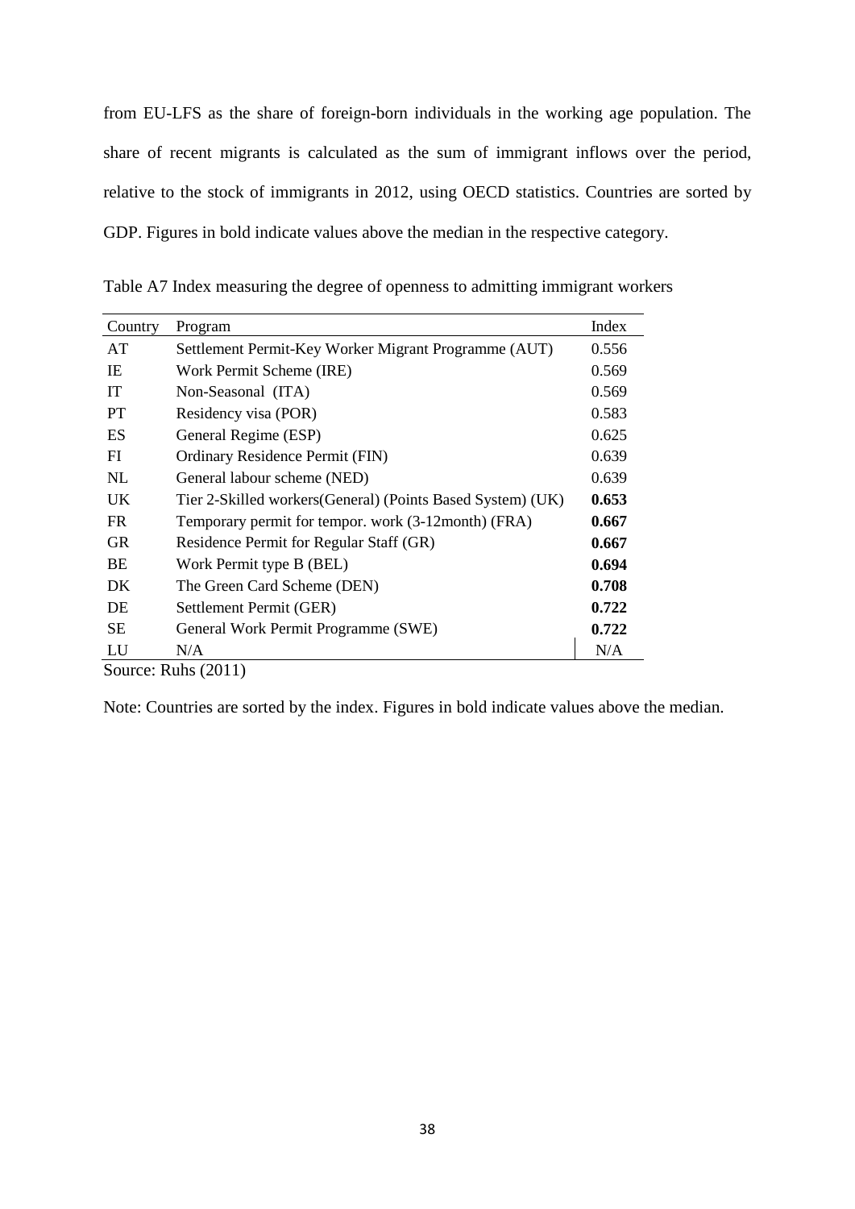from EU-LFS as the share of foreign-born individuals in the working age population. The share of recent migrants is calculated as the sum of immigrant inflows over the period, relative to the stock of immigrants in 2012, using OECD statistics. Countries are sorted by GDP. Figures in bold indicate values above the median in the respective category.

Table A7 Index measuring the degree of openness to admitting immigrant workers

| Country | Program | Index |
|---|---|---|
| AT | Settlement Permit-Key Worker Migrant Programme (AUT) | 0.556 |
| IE | Work Permit Scheme (IRE) | 0.569 |
| IT | Non-Seasonal (ITA) | 0.569 |
| PT | Residency visa (POR) | 0.583 |
| ES | General Regime (ESP) | 0.625 |
| FI | Ordinary Residence Permit (FIN) | 0.639 |
| NL | General labour scheme (NED) | 0.639 |
| UK | Tier 2-Skilled workers(General) (Points Based System) (UK) | **0.653** |
| FR | Temporary permit for tempor. work (3-12month) (FRA) | **0.667** |
| GR | Residence Permit for Regular Staff (GR) | **0.667** |
| BE | Work Permit type B (BEL) | **0.694** |
| DK | The Green Card Scheme (DEN) | **0.708** |
| DE | Settlement Permit (GER) | **0.722** |
| SE | General Work Permit Programme (SWE) | **0.722** |
| LU | N/A | N/A |

Source: Ruhs (2011)

Note: Countries are sorted by the index. Figures in bold indicate values above the median.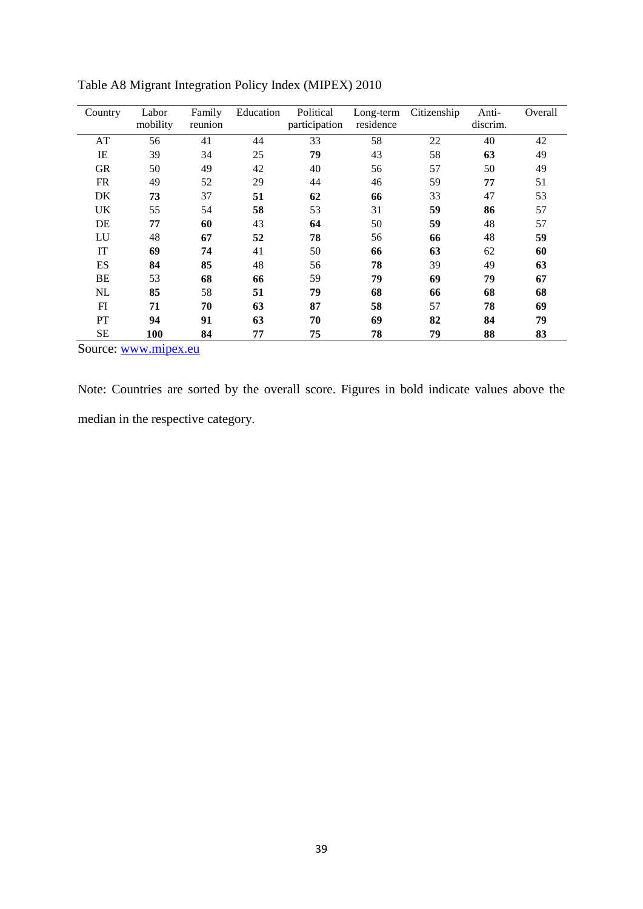Table A8 Migrant Integration Policy Index (MIPEX) 2010

| Country | Labor mobility | Family reunion | Education | Political participation | Long-term residence | Citizenship | Anti-discrim. | Overall |
|---|---|---|---|---|---|---|---|---|
| AT | 56 | 41 | 44 | 33 | 58 | 22 | 40 | 42 |
| IE | 39 | 34 | 25 | **79** | 43 | 58 | **63** | 49 |
| GR | 50 | 49 | 42 | 40 | 56 | 57 | 50 | 49 |
| FR | 49 | 52 | 29 | 44 | 46 | 59 | **77** | 51 |
| DK | **73** | 37 | **51** | **62** | **66** | 33 | 47 | 53 |
| UK | 55 | 54 | **58** | 53 | 31 | **59** | **86** | 57 |
| DE | **77** | **60** | 43 | **64** | 50 | **59** | 48 | 57 |
| LU | 48 | **67** | **52** | **78** | 56 | **66** | 48 | **59** |
| IT | **69** | **74** | 41 | 50 | **66** | **63** | 62 | **60** |
| ES | **84** | **85** | 48 | 56 | **78** | 39 | 49 | **63** |
| BE | 53 | **68** | **66** | 59 | **79** | **69** | **79** | **67** |
| NL | **85** | 58 | **51** | **79** | **68** | **66** | **68** | **68** |
| FI | **71** | **70** | **63** | **87** | 58 | 57 | **78** | **69** |
| PT | **94** | **91** | **63** | **70** | **69** | **82** | **84** | **79** |
| SE | **100** | **84** | **77** | **75** | **78** | **79** | **88** | **83** |

Source: www.mipex.eu

Note: Countries are sorted by the overall score. Figures in bold indicate values above the median in the respective category.